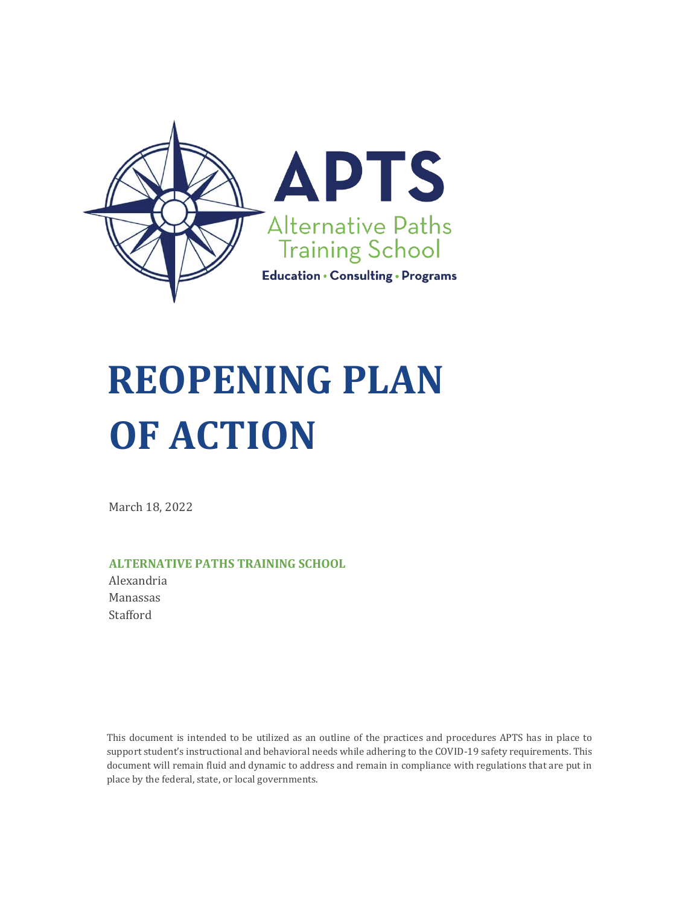APTS

Alternative Paths Training School

Education • Consulting • Programs

# REOPENING PLAN OF ACTION

March 18, 2022

**ALTERNATIVE PATHS TRAINING SCHOOL**

Alexandria
Manassas
Stafford

This document is intended to be utilized as an outline of the practices and procedures APTS has in place to support student's instructional and behavioral needs while adhering to the COVID-19 safety requirements. This document will remain fluid and dynamic to address and remain in compliance with regulations that are put in place by the federal, state, or local governments.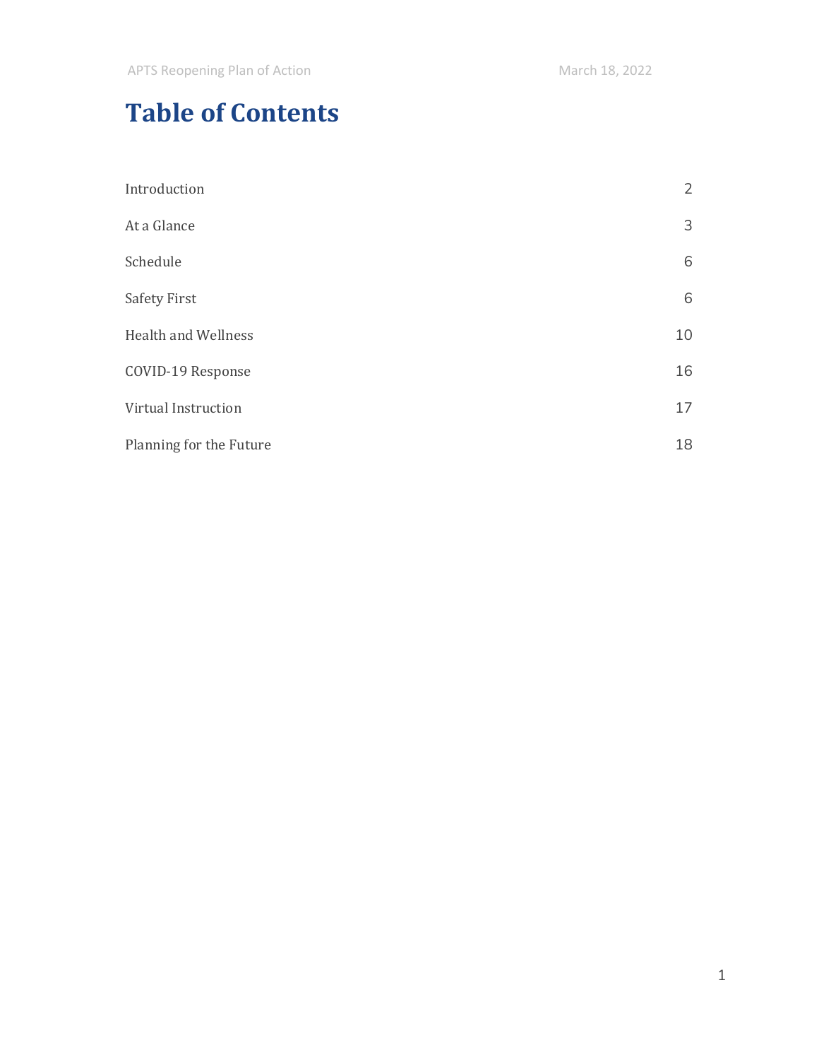# Table of Contents

| | |
|---|---|
| Introduction | 2 |
| At a Glance | 3 |
| Schedule | 6 |
| Safety First | 6 |
| Health and Wellness | 10 |
| COVID-19 Response | 16 |
| Virtual Instruction | 17 |
| Planning for the Future | 18 |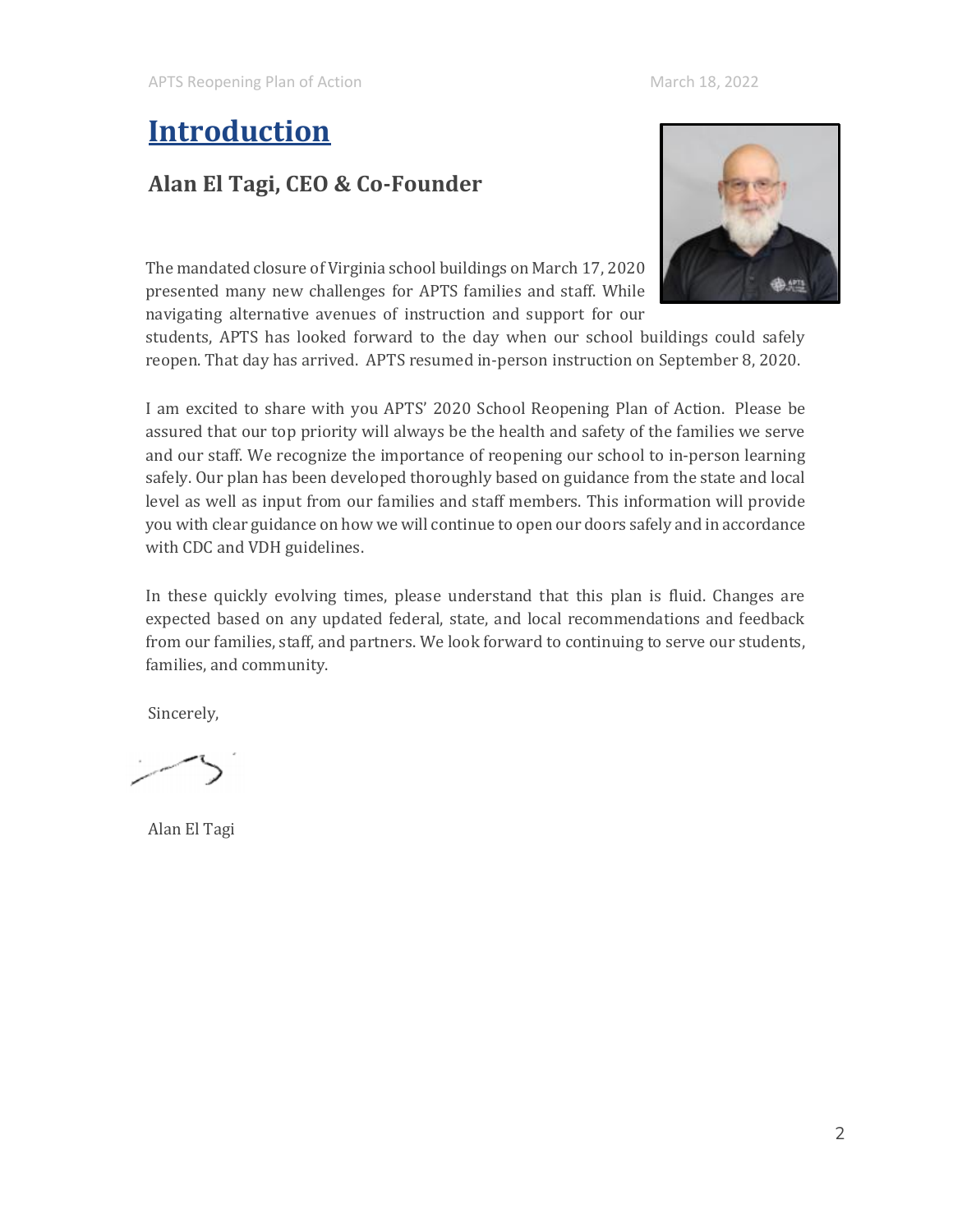# Introduction

## Alan El Tagi, CEO & Co-Founder

The mandated closure of Virginia school buildings on March 17, 2020 presented many new challenges for APTS families and staff. While navigating alternative avenues of instruction and support for our students, APTS has looked forward to the day when our school buildings could safely reopen. That day has arrived. APTS resumed in-person instruction on September 8, 2020.

I am excited to share with you APTS' 2020 School Reopening Plan of Action. Please be assured that our top priority will always be the health and safety of the families we serve and our staff. We recognize the importance of reopening our school to in-person learning safely. Our plan has been developed thoroughly based on guidance from the state and local level as well as input from our families and staff members. This information will provide you with clear guidance on how we will continue to open our doors safely and in accordance with CDC and VDH guidelines.

In these quickly evolving times, please understand that this plan is fluid. Changes are expected based on any updated federal, state, and local recommendations and feedback from our families, staff, and partners. We look forward to continuing to serve our students, families, and community.

Sincerely,

Alan El Tagi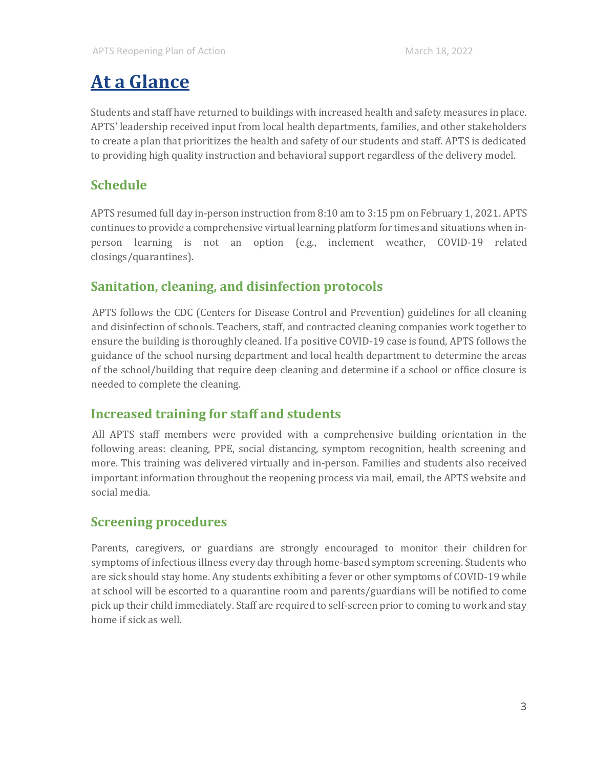# At a Glance

Students and staff have returned to buildings with increased health and safety measures in place. APTS' leadership received input from local health departments, families, and other stakeholders to create a plan that prioritizes the health and safety of our students and staff. APTS is dedicated to providing high quality instruction and behavioral support regardless of the delivery model.

## Schedule

APTS resumed full day in-person instruction from 8:10 am to 3:15 pm on February 1, 2021. APTS continues to provide a comprehensive virtual learning platform for times and situations when in-person learning is not an option (e.g., inclement weather, COVID-19 related closings/quarantines).

## Sanitation, cleaning, and disinfection protocols

APTS follows the CDC (Centers for Disease Control and Prevention) guidelines for all cleaning and disinfection of schools. Teachers, staff, and contracted cleaning companies work together to ensure the building is thoroughly cleaned. If a positive COVID-19 case is found, APTS follows the guidance of the school nursing department and local health department to determine the areas of the school/building that require deep cleaning and determine if a school or office closure is needed to complete the cleaning.

## Increased training for staff and students

All APTS staff members were provided with a comprehensive building orientation in the following areas: cleaning, PPE, social distancing, symptom recognition, health screening and more. This training was delivered virtually and in-person. Families and students also received important information throughout the reopening process via mail, email, the APTS website and social media.

## Screening procedures

Parents, caregivers, or guardians are strongly encouraged to monitor their children for symptoms of infectious illness every day through home-based symptom screening. Students who are sick should stay home. Any students exhibiting a fever or other symptoms of COVID-19 while at school will be escorted to a quarantine room and parents/guardians will be notified to come pick up their child immediately. Staff are required to self-screen prior to coming to work and stay home if sick as well.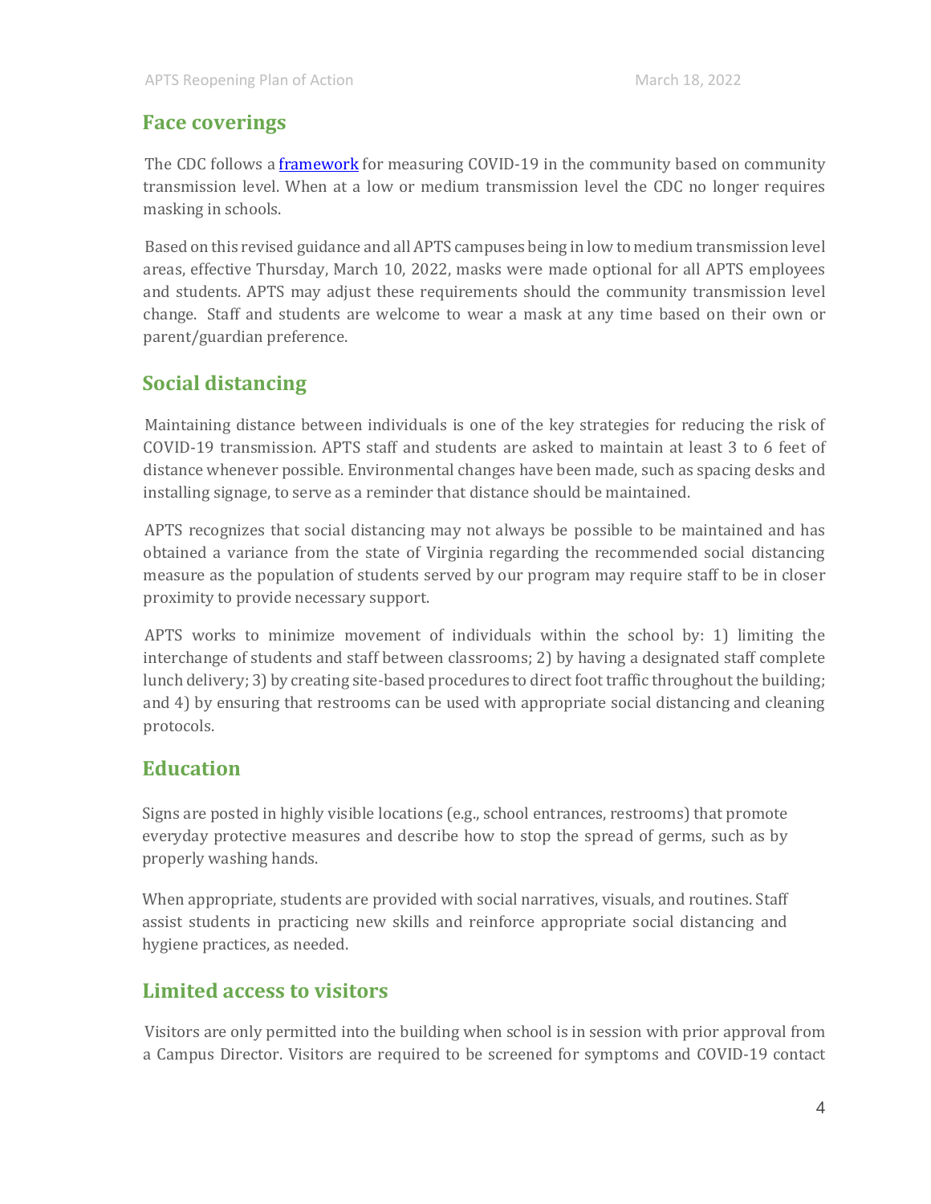## Face coverings

The CDC follows a [framework] for measuring COVID-19 in the community based on community transmission level. When at a low or medium transmission level the CDC no longer requires masking in schools.

Based on this revised guidance and all APTS campuses being in low to medium transmission level areas, effective Thursday, March 10, 2022, masks were made optional for all APTS employees and students. APTS may adjust these requirements should the community transmission level change. Staff and students are welcome to wear a mask at any time based on their own or parent/guardian preference.

## Social distancing

Maintaining distance between individuals is one of the key strategies for reducing the risk of COVID-19 transmission. APTS staff and students are asked to maintain at least 3 to 6 feet of distance whenever possible. Environmental changes have been made, such as spacing desks and installing signage, to serve as a reminder that distance should be maintained.

APTS recognizes that social distancing may not always be possible to be maintained and has obtained a variance from the state of Virginia regarding the recommended social distancing measure as the population of students served by our program may require staff to be in closer proximity to provide necessary support.

APTS works to minimize movement of individuals within the school by: 1) limiting the interchange of students and staff between classrooms; 2) by having a designated staff complete lunch delivery; 3) by creating site-based procedures to direct foot traffic throughout the building; and 4) by ensuring that restrooms can be used with appropriate social distancing and cleaning protocols.

## Education

Signs are posted in highly visible locations (e.g., school entrances, restrooms) that promote everyday protective measures and describe how to stop the spread of germs, such as by properly washing hands.

When appropriate, students are provided with social narratives, visuals, and routines. Staff assist students in practicing new skills and reinforce appropriate social distancing and hygiene practices, as needed.

## Limited access to visitors

Visitors are only permitted into the building when school is in session with prior approval from a Campus Director. Visitors are required to be screened for symptoms and COVID-19 contact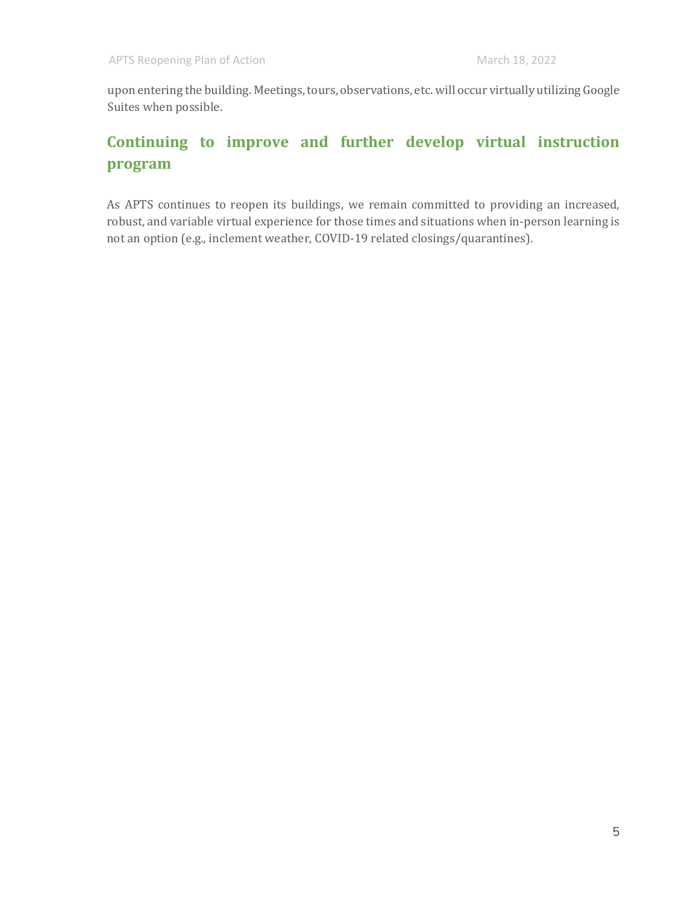upon entering the building. Meetings, tours, observations, etc. will occur virtually utilizing Google Suites when possible.

## Continuing to improve and further develop virtual instruction program

As APTS continues to reopen its buildings, we remain committed to providing an increased, robust, and variable virtual experience for those times and situations when in-person learning is not an option (e.g., inclement weather, COVID-19 related closings/quarantines).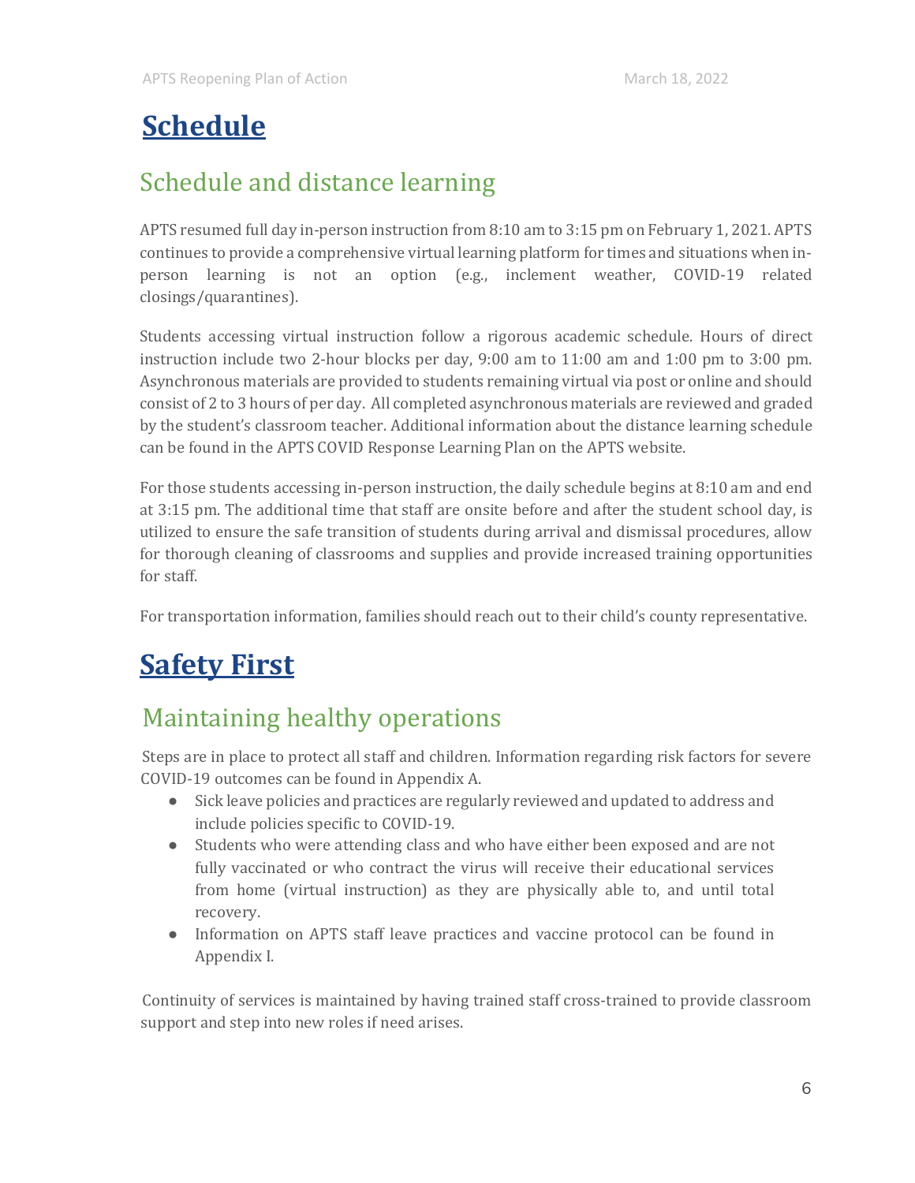# Schedule

## Schedule and distance learning

APTS resumed full day in-person instruction from 8:10 am to 3:15 pm on February 1, 2021. APTS continues to provide a comprehensive virtual learning platform for times and situations when in-person learning is not an option (e.g., inclement weather, COVID-19 related closings/quarantines).

Students accessing virtual instruction follow a rigorous academic schedule. Hours of direct instruction include two 2-hour blocks per day, 9:00 am to 11:00 am and 1:00 pm to 3:00 pm. Asynchronous materials are provided to students remaining virtual via post or online and should consist of 2 to 3 hours of per day. All completed asynchronous materials are reviewed and graded by the student's classroom teacher. Additional information about the distance learning schedule can be found in the APTS COVID Response Learning Plan on the APTS website.

For those students accessing in-person instruction, the daily schedule begins at 8:10 am and end at 3:15 pm. The additional time that staff are onsite before and after the student school day, is utilized to ensure the safe transition of students during arrival and dismissal procedures, allow for thorough cleaning of classrooms and supplies and provide increased training opportunities for staff.

For transportation information, families should reach out to their child's county representative.

# Safety First

## Maintaining healthy operations

Steps are in place to protect all staff and children. Information regarding risk factors for severe COVID-19 outcomes can be found in Appendix A.

- Sick leave policies and practices are regularly reviewed and updated to address and include policies specific to COVID-19.
- Students who were attending class and who have either been exposed and are not fully vaccinated or who contract the virus will receive their educational services from home (virtual instruction) as they are physically able to, and until total recovery.
- Information on APTS staff leave practices and vaccine protocol can be found in Appendix I.

Continuity of services is maintained by having trained staff cross-trained to provide classroom support and step into new roles if need arises.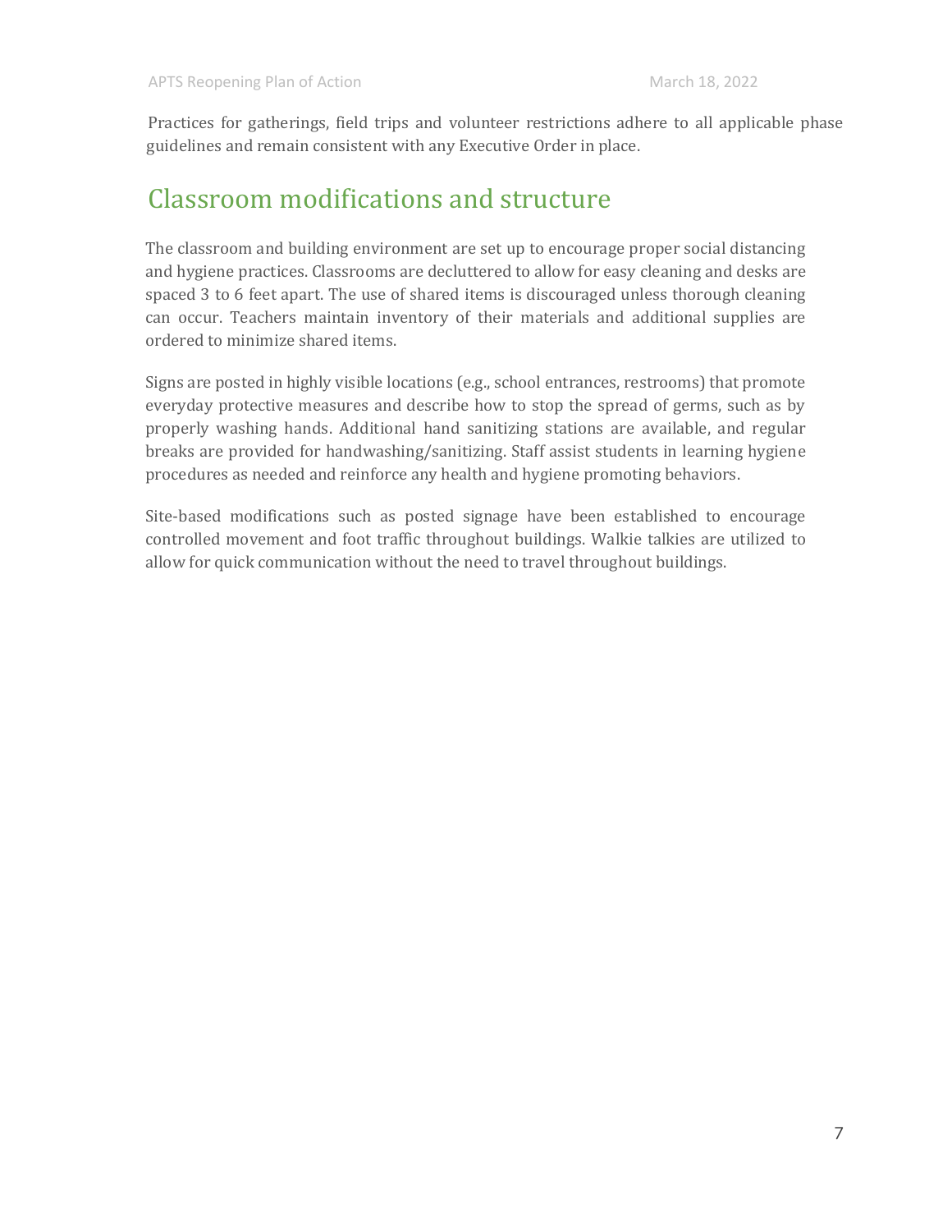Practices for gatherings, field trips and volunteer restrictions adhere to all applicable phase guidelines and remain consistent with any Executive Order in place.

# Classroom modifications and structure

The classroom and building environment are set up to encourage proper social distancing and hygiene practices. Classrooms are decluttered to allow for easy cleaning and desks are spaced 3 to 6 feet apart. The use of shared items is discouraged unless thorough cleaning can occur. Teachers maintain inventory of their materials and additional supplies are ordered to minimize shared items.

Signs are posted in highly visible locations (e.g., school entrances, restrooms) that promote everyday protective measures and describe how to stop the spread of germs, such as by properly washing hands. Additional hand sanitizing stations are available, and regular breaks are provided for handwashing/sanitizing. Staff assist students in learning hygiene procedures as needed and reinforce any health and hygiene promoting behaviors.

Site-based modifications such as posted signage have been established to encourage controlled movement and foot traffic throughout buildings. Walkie talkies are utilized to allow for quick communication without the need to travel throughout buildings.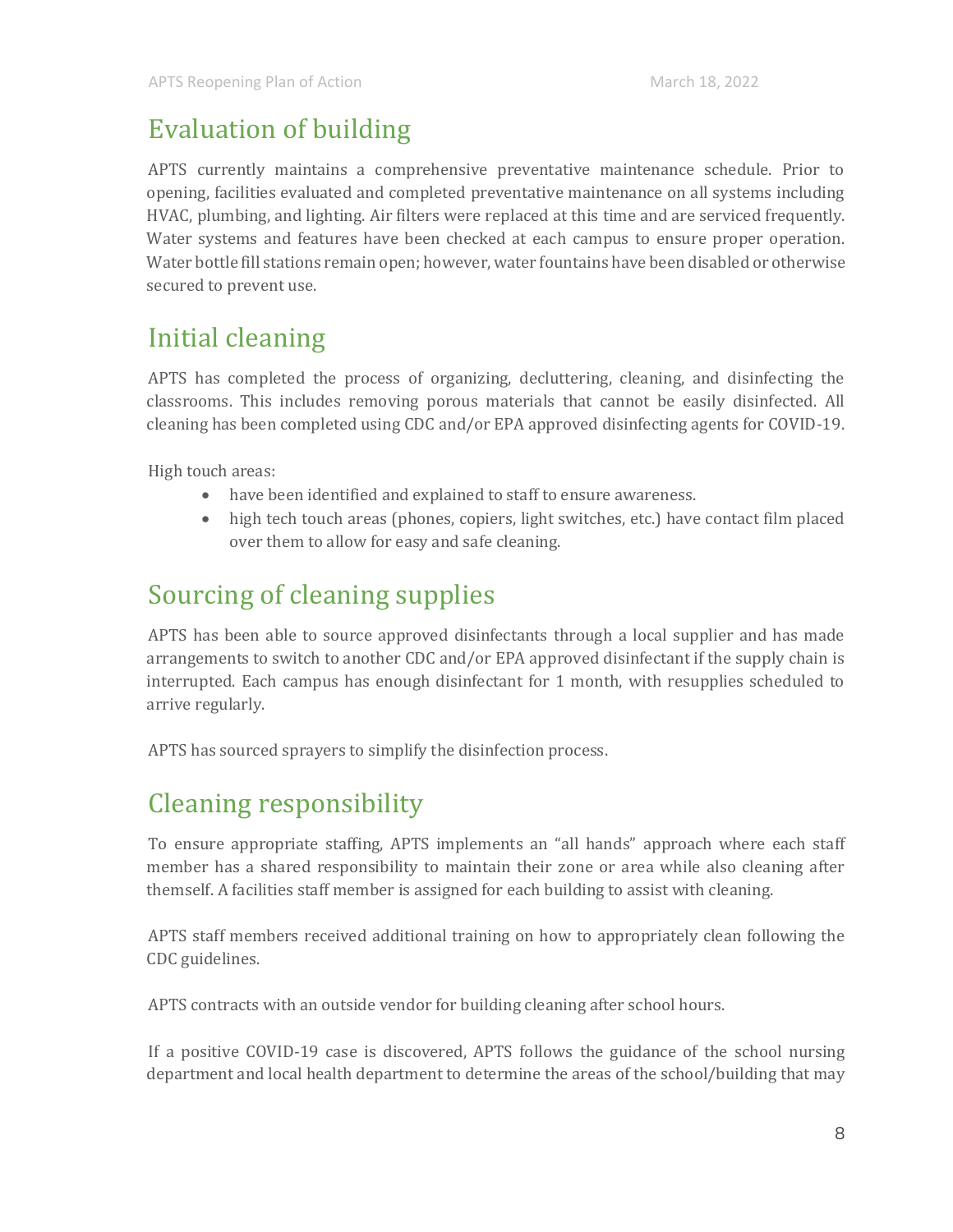## Evaluation of building

APTS currently maintains a comprehensive preventative maintenance schedule. Prior to opening, facilities evaluated and completed preventative maintenance on all systems including HVAC, plumbing, and lighting. Air filters were replaced at this time and are serviced frequently. Water systems and features have been checked at each campus to ensure proper operation. Water bottle fill stations remain open; however, water fountains have been disabled or otherwise secured to prevent use.

## Initial cleaning

APTS has completed the process of organizing, decluttering, cleaning, and disinfecting the classrooms. This includes removing porous materials that cannot be easily disinfected. All cleaning has been completed using CDC and/or EPA approved disinfecting agents for COVID-19.

High touch areas:

- have been identified and explained to staff to ensure awareness.
- high tech touch areas (phones, copiers, light switches, etc.) have contact film placed over them to allow for easy and safe cleaning.

## Sourcing of cleaning supplies

APTS has been able to source approved disinfectants through a local supplier and has made arrangements to switch to another CDC and/or EPA approved disinfectant if the supply chain is interrupted. Each campus has enough disinfectant for 1 month, with resupplies scheduled to arrive regularly.

APTS has sourced sprayers to simplify the disinfection process.

## Cleaning responsibility

To ensure appropriate staffing, APTS implements an "all hands" approach where each staff member has a shared responsibility to maintain their zone or area while also cleaning after themself. A facilities staff member is assigned for each building to assist with cleaning.

APTS staff members received additional training on how to appropriately clean following the CDC guidelines.

APTS contracts with an outside vendor for building cleaning after school hours.

If a positive COVID-19 case is discovered, APTS follows the guidance of the school nursing department and local health department to determine the areas of the school/building that may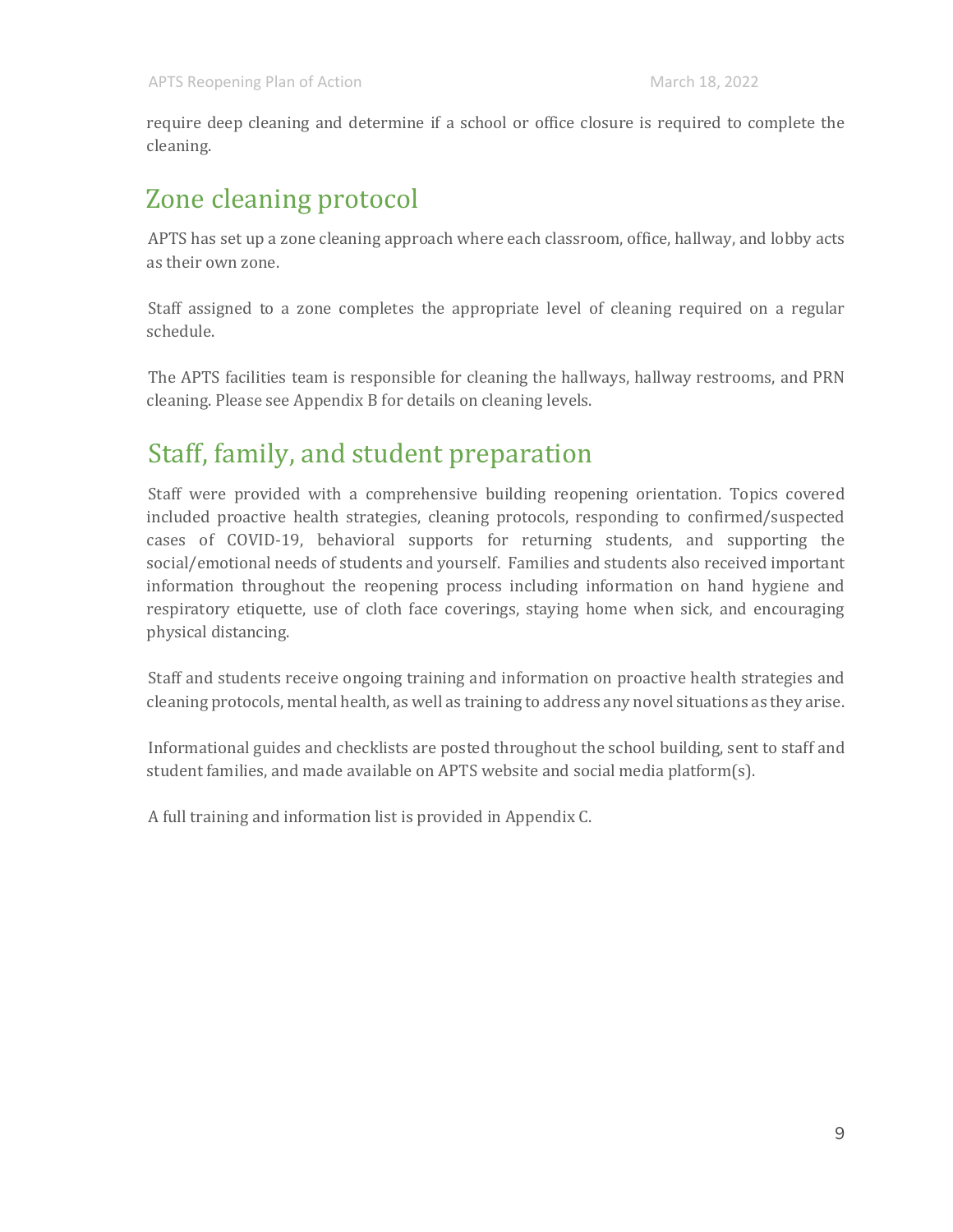require deep cleaning and determine if a school or office closure is required to complete the cleaning.

## Zone cleaning protocol

APTS has set up a zone cleaning approach where each classroom, office, hallway, and lobby acts as their own zone.

Staff assigned to a zone completes the appropriate level of cleaning required on a regular schedule.

The APTS facilities team is responsible for cleaning the hallways, hallway restrooms, and PRN cleaning. Please see Appendix B for details on cleaning levels.

## Staff, family, and student preparation

Staff were provided with a comprehensive building reopening orientation. Topics covered included proactive health strategies, cleaning protocols, responding to confirmed/suspected cases of COVID-19, behavioral supports for returning students, and supporting the social/emotional needs of students and yourself. Families and students also received important information throughout the reopening process including information on hand hygiene and respiratory etiquette, use of cloth face coverings, staying home when sick, and encouraging physical distancing.

Staff and students receive ongoing training and information on proactive health strategies and cleaning protocols, mental health, as well as training to address any novel situations as they arise.

Informational guides and checklists are posted throughout the school building, sent to staff and student families, and made available on APTS website and social media platform(s).

A full training and information list is provided in Appendix C.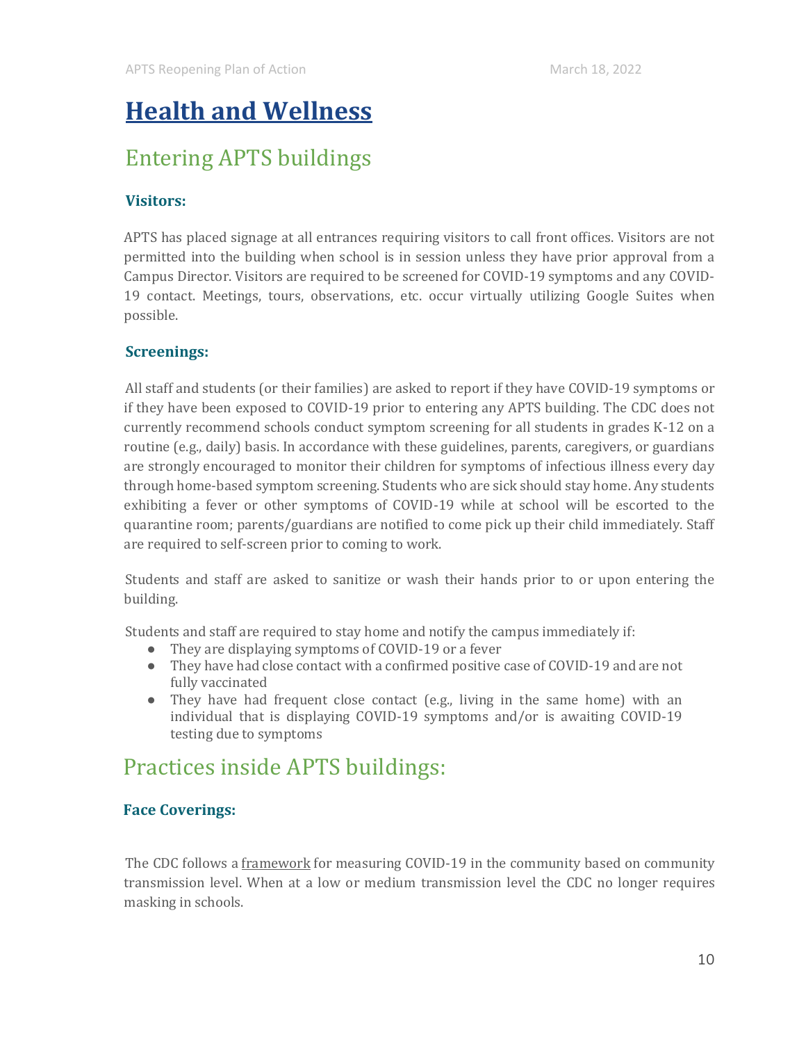# Health and Wellness

## Entering APTS buildings

### Visitors:

APTS has placed signage at all entrances requiring visitors to call front offices. Visitors are not permitted into the building when school is in session unless they have prior approval from a Campus Director. Visitors are required to be screened for COVID-19 symptoms and any COVID-19 contact. Meetings, tours, observations, etc. occur virtually utilizing Google Suites when possible.

### Screenings:

All staff and students (or their families) are asked to report if they have COVID-19 symptoms or if they have been exposed to COVID-19 prior to entering any APTS building. The CDC does not currently recommend schools conduct symptom screening for all students in grades K-12 on a routine (e.g., daily) basis. In accordance with these guidelines, parents, caregivers, or guardians are strongly encouraged to monitor their children for symptoms of infectious illness every day through home-based symptom screening. Students who are sick should stay home. Any students exhibiting a fever or other symptoms of COVID-19 while at school will be escorted to the quarantine room; parents/guardians are notified to come pick up their child immediately. Staff are required to self-screen prior to coming to work.

Students and staff are asked to sanitize or wash their hands prior to or upon entering the building.

Students and staff are required to stay home and notify the campus immediately if:

- They are displaying symptoms of COVID-19 or a fever
- They have had close contact with a confirmed positive case of COVID-19 and are not fully vaccinated
- They have had frequent close contact (e.g., living in the same home) with an individual that is displaying COVID-19 symptoms and/or is awaiting COVID-19 testing due to symptoms

## Practices inside APTS buildings:

### Face Coverings:

The CDC follows a framework for measuring COVID-19 in the community based on community transmission level. When at a low or medium transmission level the CDC no longer requires masking in schools.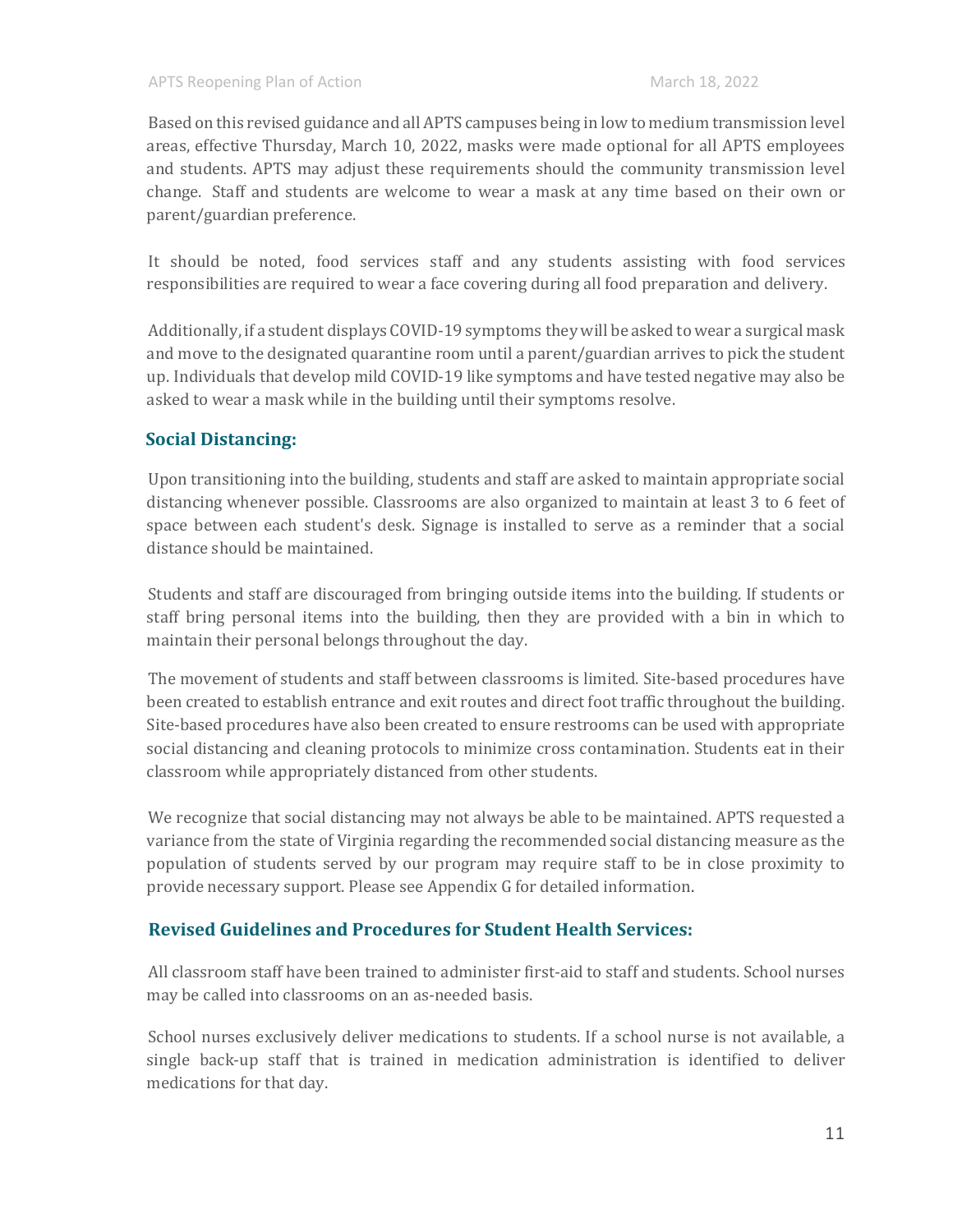Based on this revised guidance and all APTS campuses being in low to medium transmission level areas, effective Thursday, March 10, 2022, masks were made optional for all APTS employees and students. APTS may adjust these requirements should the community transmission level change. Staff and students are welcome to wear a mask at any time based on their own or parent/guardian preference.

It should be noted, food services staff and any students assisting with food services responsibilities are required to wear a face covering during all food preparation and delivery.

Additionally, if a student displays COVID-19 symptoms they will be asked to wear a surgical mask and move to the designated quarantine room until a parent/guardian arrives to pick the student up. Individuals that develop mild COVID-19 like symptoms and have tested negative may also be asked to wear a mask while in the building until their symptoms resolve.

## Social Distancing:

Upon transitioning into the building, students and staff are asked to maintain appropriate social distancing whenever possible. Classrooms are also organized to maintain at least 3 to 6 feet of space between each student's desk. Signage is installed to serve as a reminder that a social distance should be maintained.

Students and staff are discouraged from bringing outside items into the building. If students or staff bring personal items into the building, then they are provided with a bin in which to maintain their personal belongs throughout the day.

The movement of students and staff between classrooms is limited. Site-based procedures have been created to establish entrance and exit routes and direct foot traffic throughout the building. Site-based procedures have also been created to ensure restrooms can be used with appropriate social distancing and cleaning protocols to minimize cross contamination. Students eat in their classroom while appropriately distanced from other students.

We recognize that social distancing may not always be able to be maintained. APTS requested a variance from the state of Virginia regarding the recommended social distancing measure as the population of students served by our program may require staff to be in close proximity to provide necessary support. Please see Appendix G for detailed information.

## Revised Guidelines and Procedures for Student Health Services:

All classroom staff have been trained to administer first-aid to staff and students. School nurses may be called into classrooms on an as-needed basis.

School nurses exclusively deliver medications to students. If a school nurse is not available, a single back-up staff that is trained in medication administration is identified to deliver medications for that day.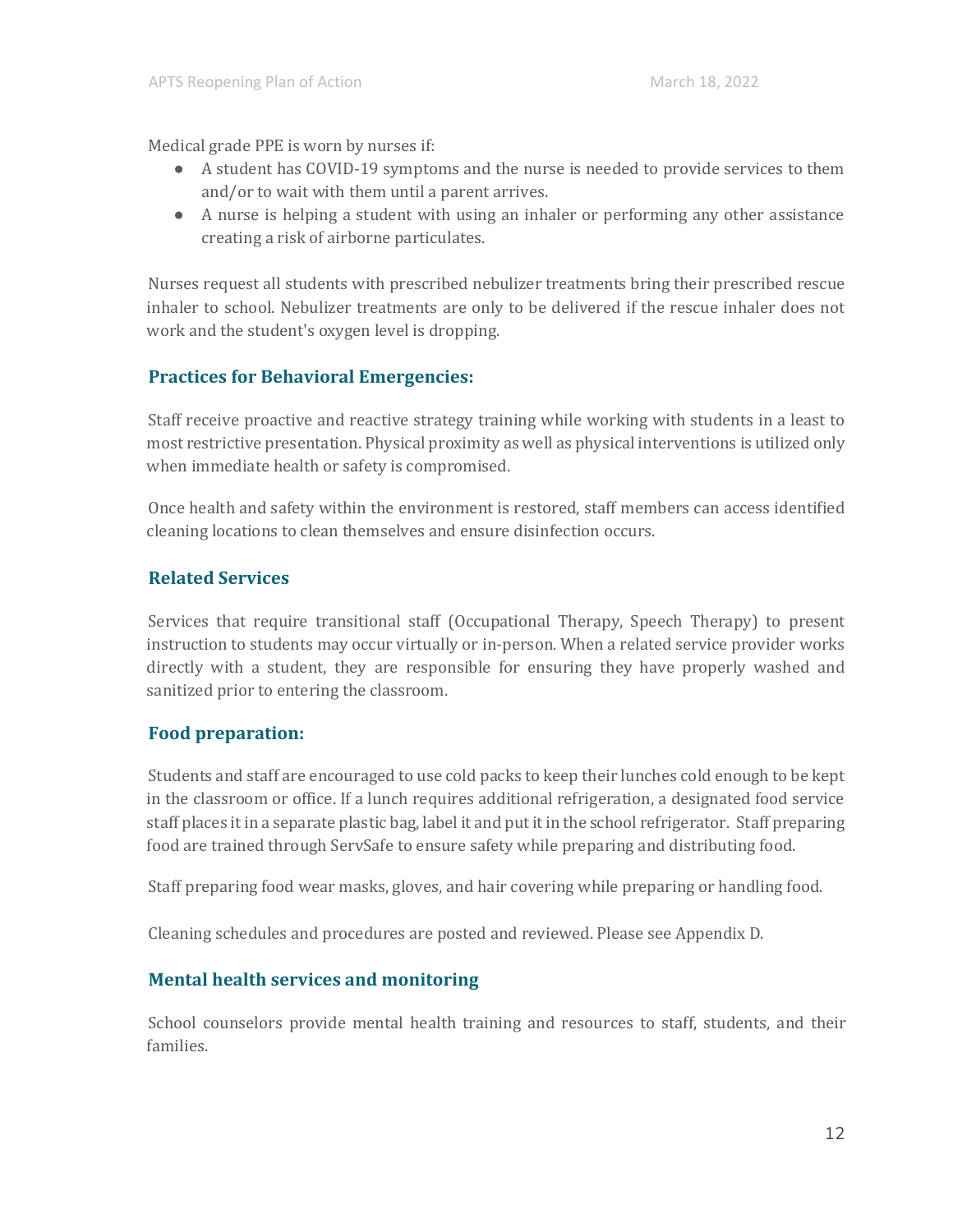Medical grade PPE is worn by nurses if:

- A student has COVID-19 symptoms and the nurse is needed to provide services to them and/or to wait with them until a parent arrives.
- A nurse is helping a student with using an inhaler or performing any other assistance creating a risk of airborne particulates.

Nurses request all students with prescribed nebulizer treatments bring their prescribed rescue inhaler to school. Nebulizer treatments are only to be delivered if the rescue inhaler does not work and the student's oxygen level is dropping.

### Practices for Behavioral Emergencies:

Staff receive proactive and reactive strategy training while working with students in a least to most restrictive presentation. Physical proximity as well as physical interventions is utilized only when immediate health or safety is compromised.

Once health and safety within the environment is restored, staff members can access identified cleaning locations to clean themselves and ensure disinfection occurs.

### Related Services

Services that require transitional staff (Occupational Therapy, Speech Therapy) to present instruction to students may occur virtually or in-person. When a related service provider works directly with a student, they are responsible for ensuring they have properly washed and sanitized prior to entering the classroom.

### Food preparation:

Students and staff are encouraged to use cold packs to keep their lunches cold enough to be kept in the classroom or office. If a lunch requires additional refrigeration, a designated food service staff places it in a separate plastic bag, label it and put it in the school refrigerator. Staff preparing food are trained through ServSafe to ensure safety while preparing and distributing food.

Staff preparing food wear masks, gloves, and hair covering while preparing or handling food.

Cleaning schedules and procedures are posted and reviewed. Please see Appendix D.

### Mental health services and monitoring

School counselors provide mental health training and resources to staff, students, and their families.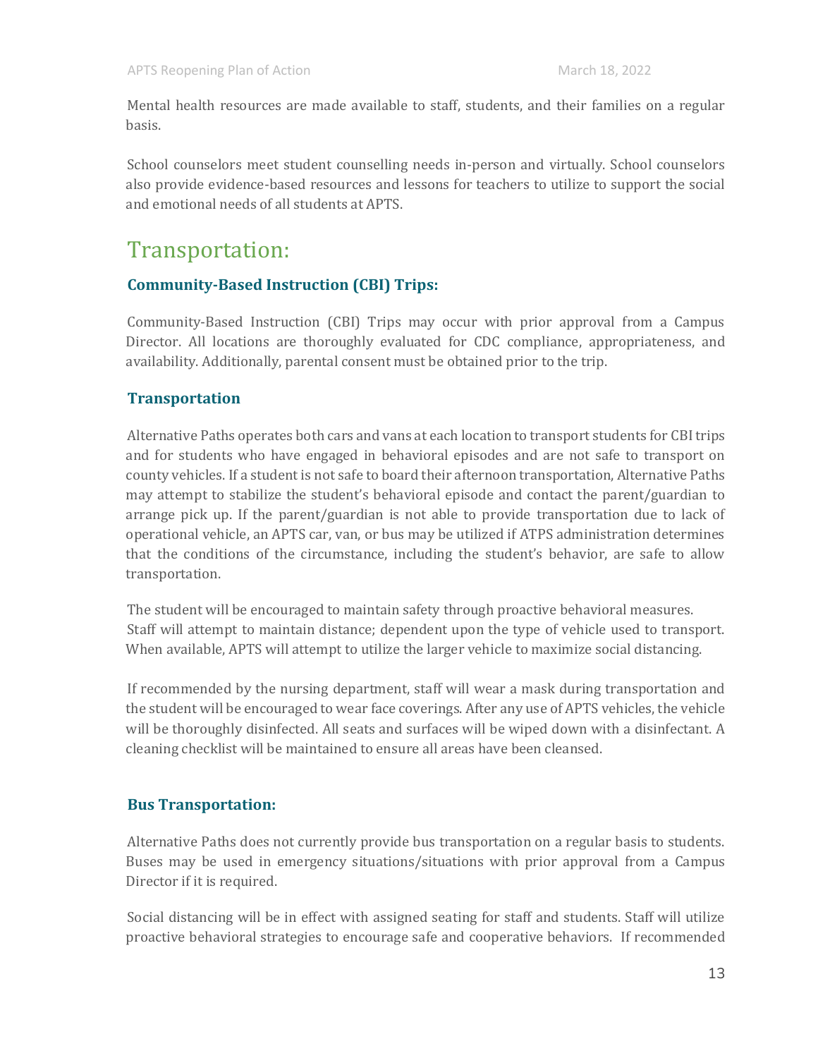Mental health resources are made available to staff, students, and their families on a regular basis.

School counselors meet student counselling needs in-person and virtually. School counselors also provide evidence-based resources and lessons for teachers to utilize to support the social and emotional needs of all students at APTS.

# Transportation:

### Community-Based Instruction (CBI) Trips:

Community-Based Instruction (CBI) Trips may occur with prior approval from a Campus Director. All locations are thoroughly evaluated for CDC compliance, appropriateness, and availability. Additionally, parental consent must be obtained prior to the trip.

### Transportation

Alternative Paths operates both cars and vans at each location to transport students for CBI trips and for students who have engaged in behavioral episodes and are not safe to transport on county vehicles. If a student is not safe to board their afternoon transportation, Alternative Paths may attempt to stabilize the student's behavioral episode and contact the parent/guardian to arrange pick up. If the parent/guardian is not able to provide transportation due to lack of operational vehicle, an APTS car, van, or bus may be utilized if ATPS administration determines that the conditions of the circumstance, including the student's behavior, are safe to allow transportation.

The student will be encouraged to maintain safety through proactive behavioral measures. Staff will attempt to maintain distance; dependent upon the type of vehicle used to transport. When available, APTS will attempt to utilize the larger vehicle to maximize social distancing.

If recommended by the nursing department, staff will wear a mask during transportation and the student will be encouraged to wear face coverings. After any use of APTS vehicles, the vehicle will be thoroughly disinfected. All seats and surfaces will be wiped down with a disinfectant. A cleaning checklist will be maintained to ensure all areas have been cleansed.

### Bus Transportation:

Alternative Paths does not currently provide bus transportation on a regular basis to students. Buses may be used in emergency situations/situations with prior approval from a Campus Director if it is required.

Social distancing will be in effect with assigned seating for staff and students. Staff will utilize proactive behavioral strategies to encourage safe and cooperative behaviors. If recommended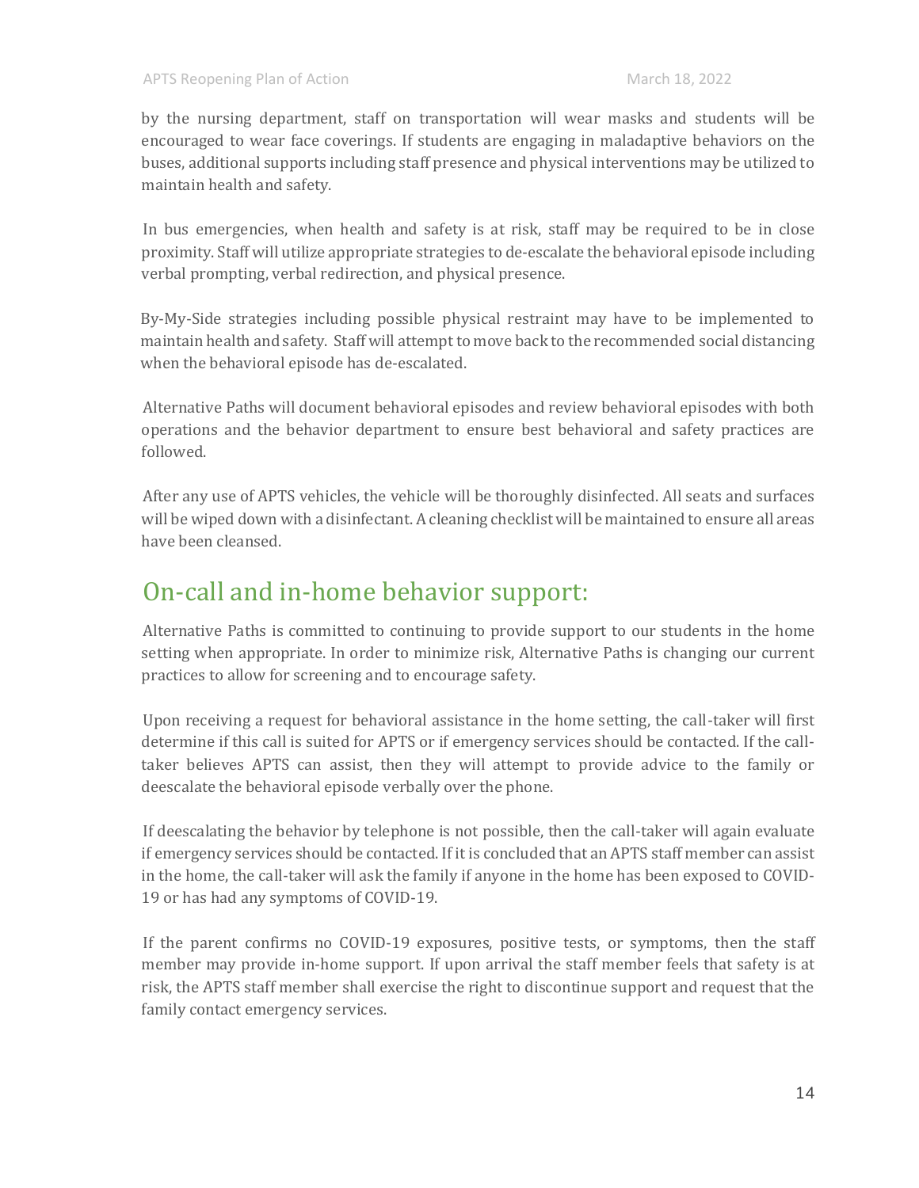by the nursing department, staff on transportation will wear masks and students will be encouraged to wear face coverings. If students are engaging in maladaptive behaviors on the buses, additional supports including staff presence and physical interventions may be utilized to maintain health and safety.

In bus emergencies, when health and safety is at risk, staff may be required to be in close proximity. Staff will utilize appropriate strategies to de-escalate the behavioral episode including verbal prompting, verbal redirection, and physical presence.

By-My-Side strategies including possible physical restraint may have to be implemented to maintain health and safety. Staff will attempt to move back to the recommended social distancing when the behavioral episode has de-escalated.

Alternative Paths will document behavioral episodes and review behavioral episodes with both operations and the behavior department to ensure best behavioral and safety practices are followed.

After any use of APTS vehicles, the vehicle will be thoroughly disinfected. All seats and surfaces will be wiped down with a disinfectant. A cleaning checklist will be maintained to ensure all areas have been cleansed.

## On-call and in-home behavior support:

Alternative Paths is committed to continuing to provide support to our students in the home setting when appropriate. In order to minimize risk, Alternative Paths is changing our current practices to allow for screening and to encourage safety.

Upon receiving a request for behavioral assistance in the home setting, the call-taker will first determine if this call is suited for APTS or if emergency services should be contacted. If the call-taker believes APTS can assist, then they will attempt to provide advice to the family or deescalate the behavioral episode verbally over the phone.

If deescalating the behavior by telephone is not possible, then the call-taker will again evaluate if emergency services should be contacted. If it is concluded that an APTS staff member can assist in the home, the call-taker will ask the family if anyone in the home has been exposed to COVID-19 or has had any symptoms of COVID-19.

If the parent confirms no COVID-19 exposures, positive tests, or symptoms, then the staff member may provide in-home support. If upon arrival the staff member feels that safety is at risk, the APTS staff member shall exercise the right to discontinue support and request that the family contact emergency services.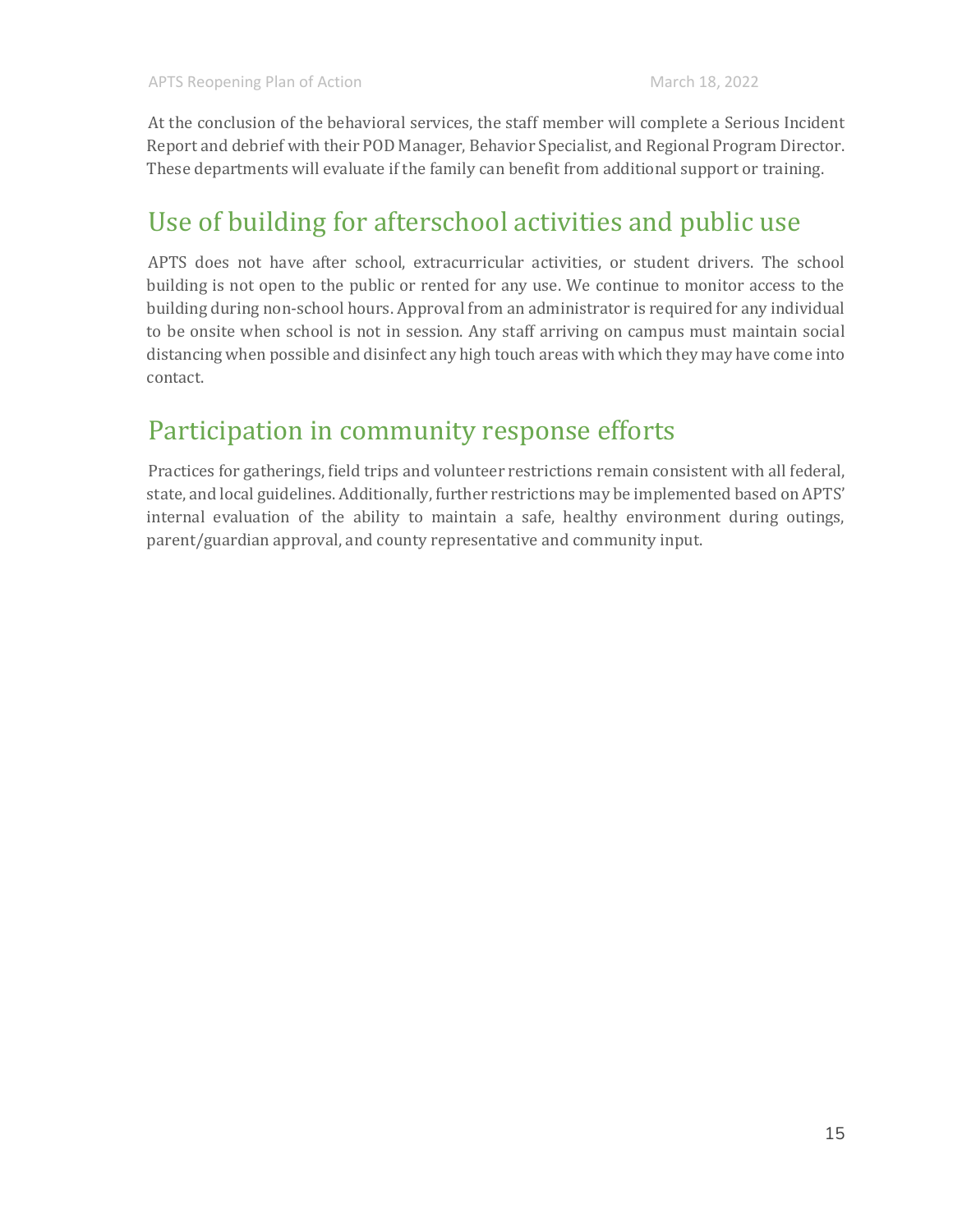At the conclusion of the behavioral services, the staff member will complete a Serious Incident Report and debrief with their POD Manager, Behavior Specialist, and Regional Program Director. These departments will evaluate if the family can benefit from additional support or training.

## Use of building for afterschool activities and public use

APTS does not have after school, extracurricular activities, or student drivers. The school building is not open to the public or rented for any use. We continue to monitor access to the building during non-school hours. Approval from an administrator is required for any individual to be onsite when school is not in session. Any staff arriving on campus must maintain social distancing when possible and disinfect any high touch areas with which they may have come into contact.

## Participation in community response efforts

Practices for gatherings, field trips and volunteer restrictions remain consistent with all federal, state, and local guidelines. Additionally, further restrictions may be implemented based on APTS' internal evaluation of the ability to maintain a safe, healthy environment during outings, parent/guardian approval, and county representative and community input.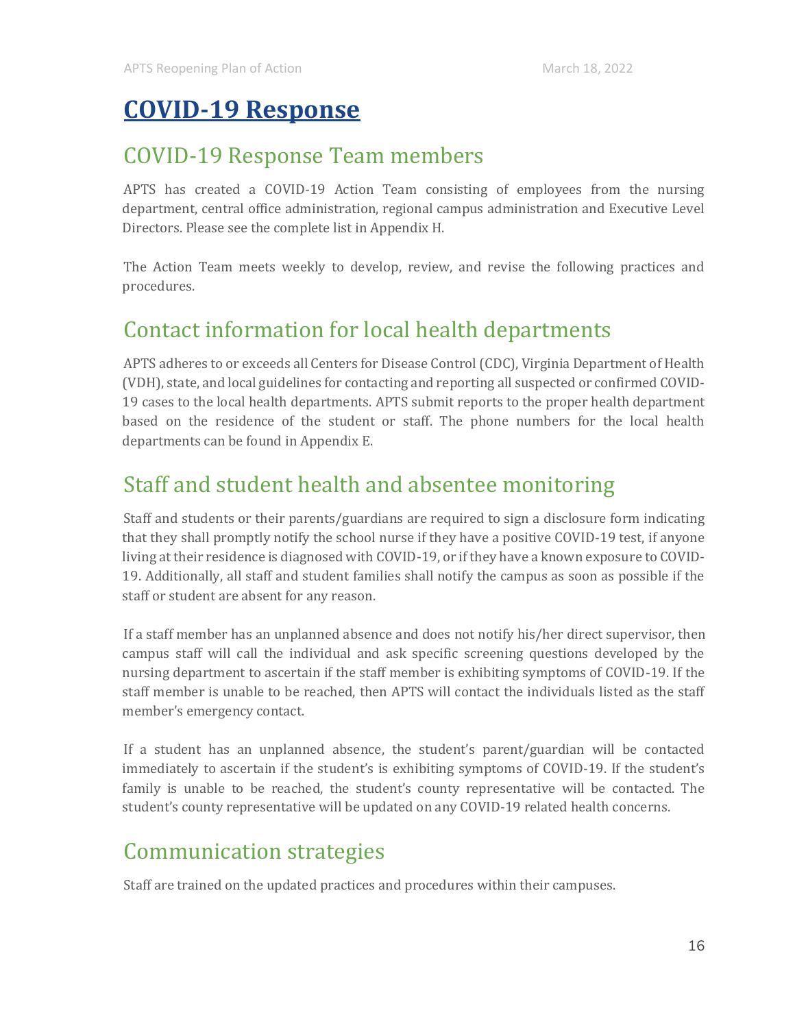# COVID-19 Response

## COVID-19 Response Team members

APTS has created a COVID-19 Action Team consisting of employees from the nursing department, central office administration, regional campus administration and Executive Level Directors. Please see the complete list in Appendix H.

The Action Team meets weekly to develop, review, and revise the following practices and procedures.

## Contact information for local health departments

APTS adheres to or exceeds all Centers for Disease Control (CDC), Virginia Department of Health (VDH), state, and local guidelines for contacting and reporting all suspected or confirmed COVID-19 cases to the local health departments. APTS submit reports to the proper health department based on the residence of the student or staff. The phone numbers for the local health departments can be found in Appendix E.

## Staff and student health and absentee monitoring

Staff and students or their parents/guardians are required to sign a disclosure form indicating that they shall promptly notify the school nurse if they have a positive COVID-19 test, if anyone living at their residence is diagnosed with COVID-19, or if they have a known exposure to COVID-19. Additionally, all staff and student families shall notify the campus as soon as possible if the staff or student are absent for any reason.

If a staff member has an unplanned absence and does not notify his/her direct supervisor, then campus staff will call the individual and ask specific screening questions developed by the nursing department to ascertain if the staff member is exhibiting symptoms of COVID-19. If the staff member is unable to be reached, then APTS will contact the individuals listed as the staff member's emergency contact.

If a student has an unplanned absence, the student's parent/guardian will be contacted immediately to ascertain if the student's is exhibiting symptoms of COVID-19. If the student's family is unable to be reached, the student's county representative will be contacted. The student's county representative will be updated on any COVID-19 related health concerns.

## Communication strategies

Staff are trained on the updated practices and procedures within their campuses.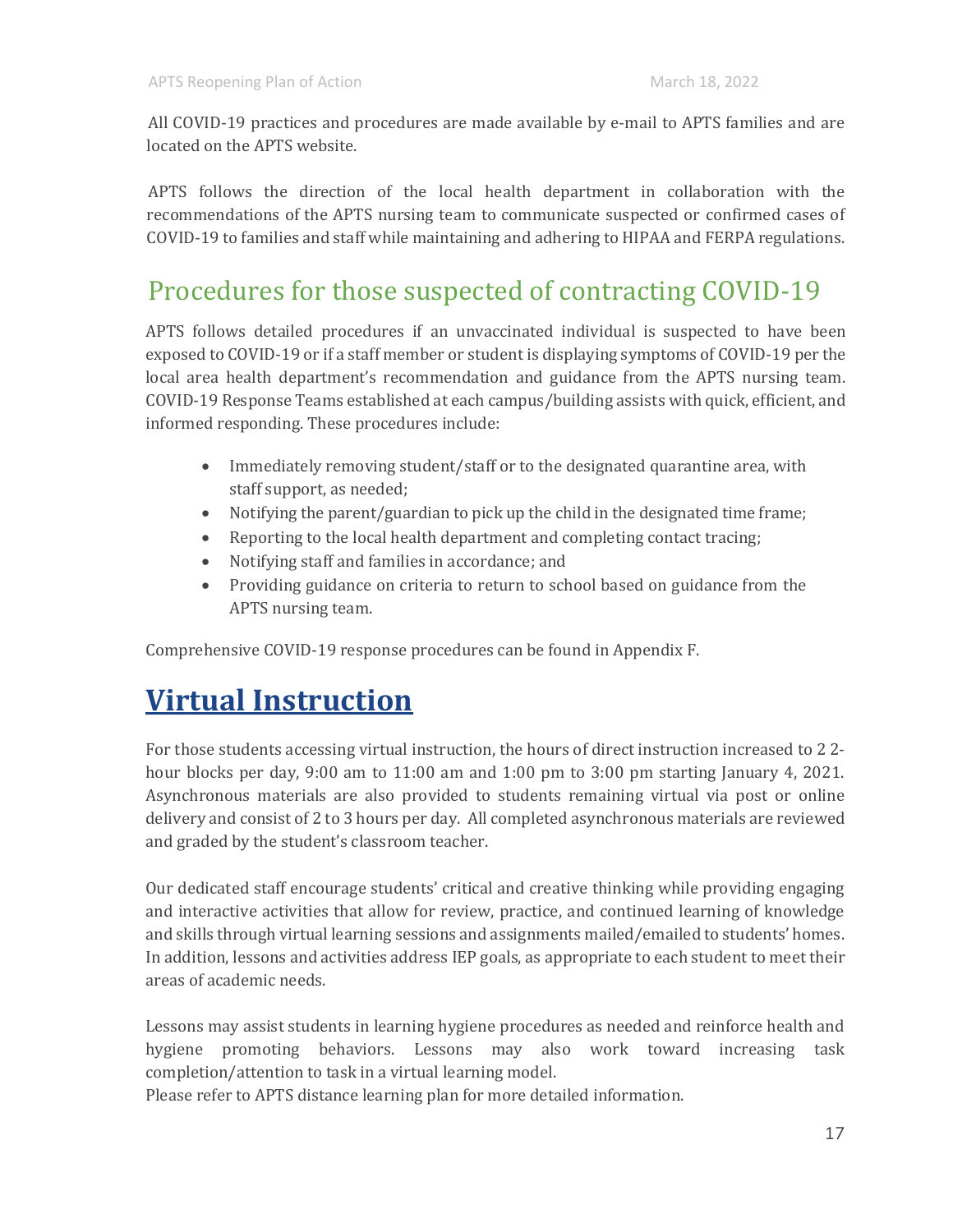All COVID-19 practices and procedures are made available by e-mail to APTS families and are located on the APTS website.

APTS follows the direction of the local health department in collaboration with the recommendations of the APTS nursing team to communicate suspected or confirmed cases of COVID-19 to families and staff while maintaining and adhering to HIPAA and FERPA regulations.

## Procedures for those suspected of contracting COVID-19

APTS follows detailed procedures if an unvaccinated individual is suspected to have been exposed to COVID-19 or if a staff member or student is displaying symptoms of COVID-19 per the local area health department's recommendation and guidance from the APTS nursing team. COVID-19 Response Teams established at each campus/building assists with quick, efficient, and informed responding. These procedures include:

- Immediately removing student/staff or to the designated quarantine area, with staff support, as needed;
- Notifying the parent/guardian to pick up the child in the designated time frame;
- Reporting to the local health department and completing contact tracing;
- Notifying staff and families in accordance; and
- Providing guidance on criteria to return to school based on guidance from the APTS nursing team.

Comprehensive COVID-19 response procedures can be found in Appendix F.

# Virtual Instruction

For those students accessing virtual instruction, the hours of direct instruction increased to 2 2-hour blocks per day, 9:00 am to 11:00 am and 1:00 pm to 3:00 pm starting January 4, 2021. Asynchronous materials are also provided to students remaining virtual via post or online delivery and consist of 2 to 3 hours per day. All completed asynchronous materials are reviewed and graded by the student's classroom teacher.

Our dedicated staff encourage students' critical and creative thinking while providing engaging and interactive activities that allow for review, practice, and continued learning of knowledge and skills through virtual learning sessions and assignments mailed/emailed to students' homes. In addition, lessons and activities address IEP goals, as appropriate to each student to meet their areas of academic needs.

Lessons may assist students in learning hygiene procedures as needed and reinforce health and hygiene promoting behaviors. Lessons may also work toward increasing task completion/attention to task in a virtual learning model.
Please refer to APTS distance learning plan for more detailed information.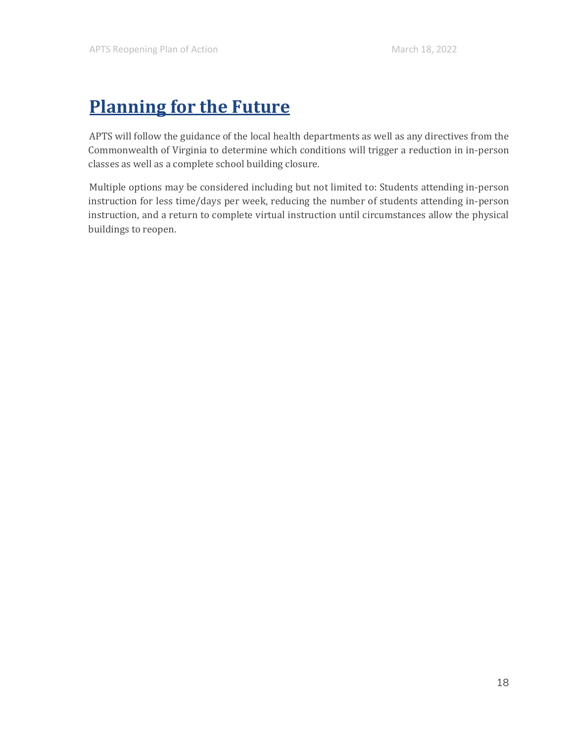# Planning for the Future

APTS will follow the guidance of the local health departments as well as any directives from the Commonwealth of Virginia to determine which conditions will trigger a reduction in in-person classes as well as a complete school building closure.

Multiple options may be considered including but not limited to: Students attending in-person instruction for less time/days per week, reducing the number of students attending in-person instruction, and a return to complete virtual instruction until circumstances allow the physical buildings to reopen.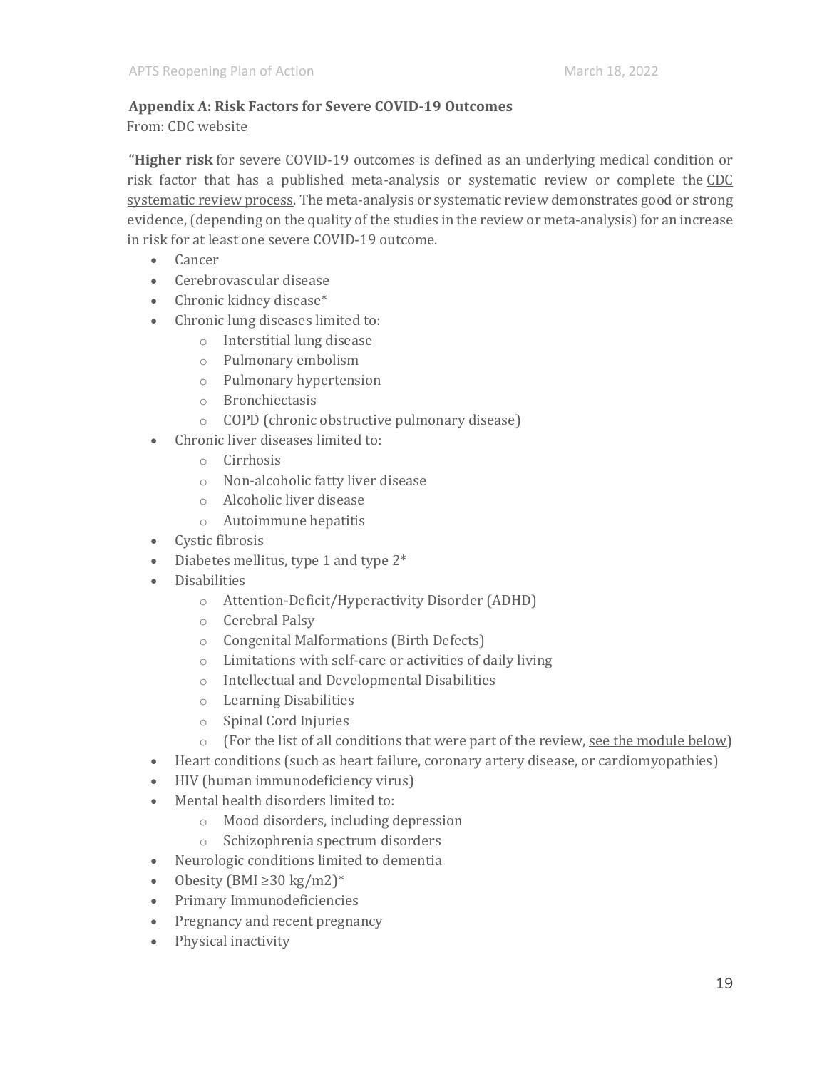## Appendix A: Risk Factors for Severe COVID-19 Outcomes

From: CDC website

"**Higher risk** for severe COVID-19 outcomes is defined as an underlying medical condition or risk factor that has a published meta-analysis or systematic review or complete the CDC systematic review process. The meta-analysis or systematic review demonstrates good or strong evidence, (depending on the quality of the studies in the review or meta-analysis) for an increase in risk for at least one severe COVID-19 outcome.

- Cancer
- Cerebrovascular disease
- Chronic kidney disease*
- Chronic lung diseases limited to:
  - Interstitial lung disease
  - Pulmonary embolism
  - Pulmonary hypertension
  - Bronchiectasis
  - COPD (chronic obstructive pulmonary disease)
- Chronic liver diseases limited to:
  - Cirrhosis
  - Non-alcoholic fatty liver disease
  - Alcoholic liver disease
  - Autoimmune hepatitis
- Cystic fibrosis
- Diabetes mellitus, type 1 and type 2*
- Disabilities
  - Attention-Deficit/Hyperactivity Disorder (ADHD)
  - Cerebral Palsy
  - Congenital Malformations (Birth Defects)
  - Limitations with self-care or activities of daily living
  - Intellectual and Developmental Disabilities
  - Learning Disabilities
  - Spinal Cord Injuries
  - (For the list of all conditions that were part of the review, see the module below)
- Heart conditions (such as heart failure, coronary artery disease, or cardiomyopathies)
- HIV (human immunodeficiency virus)
- Mental health disorders limited to:
  - Mood disorders, including depression
  - Schizophrenia spectrum disorders
- Neurologic conditions limited to dementia
- Obesity (BMI $\geq 30$ kg/m2)*
- Primary Immunodeficiencies
- Pregnancy and recent pregnancy
- Physical inactivity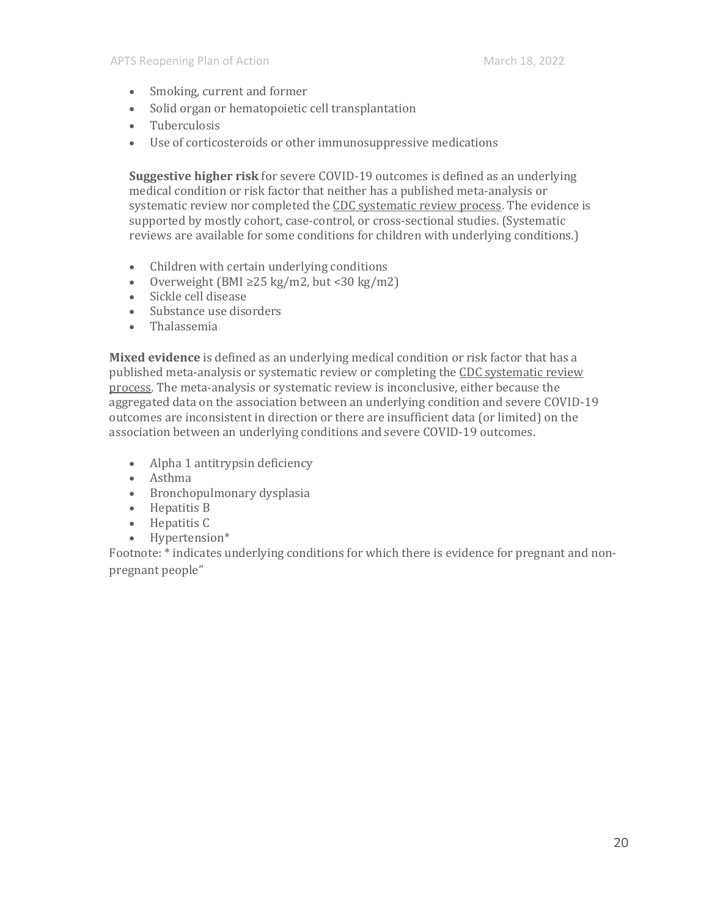- Smoking, current and former
- Solid organ or hematopoietic cell transplantation
- Tuberculosis
- Use of corticosteroids or other immunosuppressive medications

**Suggestive higher risk** for severe COVID-19 outcomes is defined as an underlying medical condition or risk factor that neither has a published meta-analysis or systematic review nor completed the CDC systematic review process. The evidence is supported by mostly cohort, case-control, or cross-sectional studies. (Systematic reviews are available for some conditions for children with underlying conditions.)

- Children with certain underlying conditions
- Overweight (BMI ≥25 kg/m2, but <30 kg/m2)
- Sickle cell disease
- Substance use disorders
- Thalassemia

**Mixed evidence** is defined as an underlying medical condition or risk factor that has a published meta-analysis or systematic review or completing the CDC systematic review process. The meta-analysis or systematic review is inconclusive, either because the aggregated data on the association between an underlying condition and severe COVID-19 outcomes are inconsistent in direction or there are insufficient data (or limited) on the association between an underlying conditions and severe COVID-19 outcomes.

- Alpha 1 antitrypsin deficiency
- Asthma
- Bronchopulmonary dysplasia
- Hepatitis B
- Hepatitis C
- Hypertension*

Footnote: * indicates underlying conditions for which there is evidence for pregnant and non-pregnant people"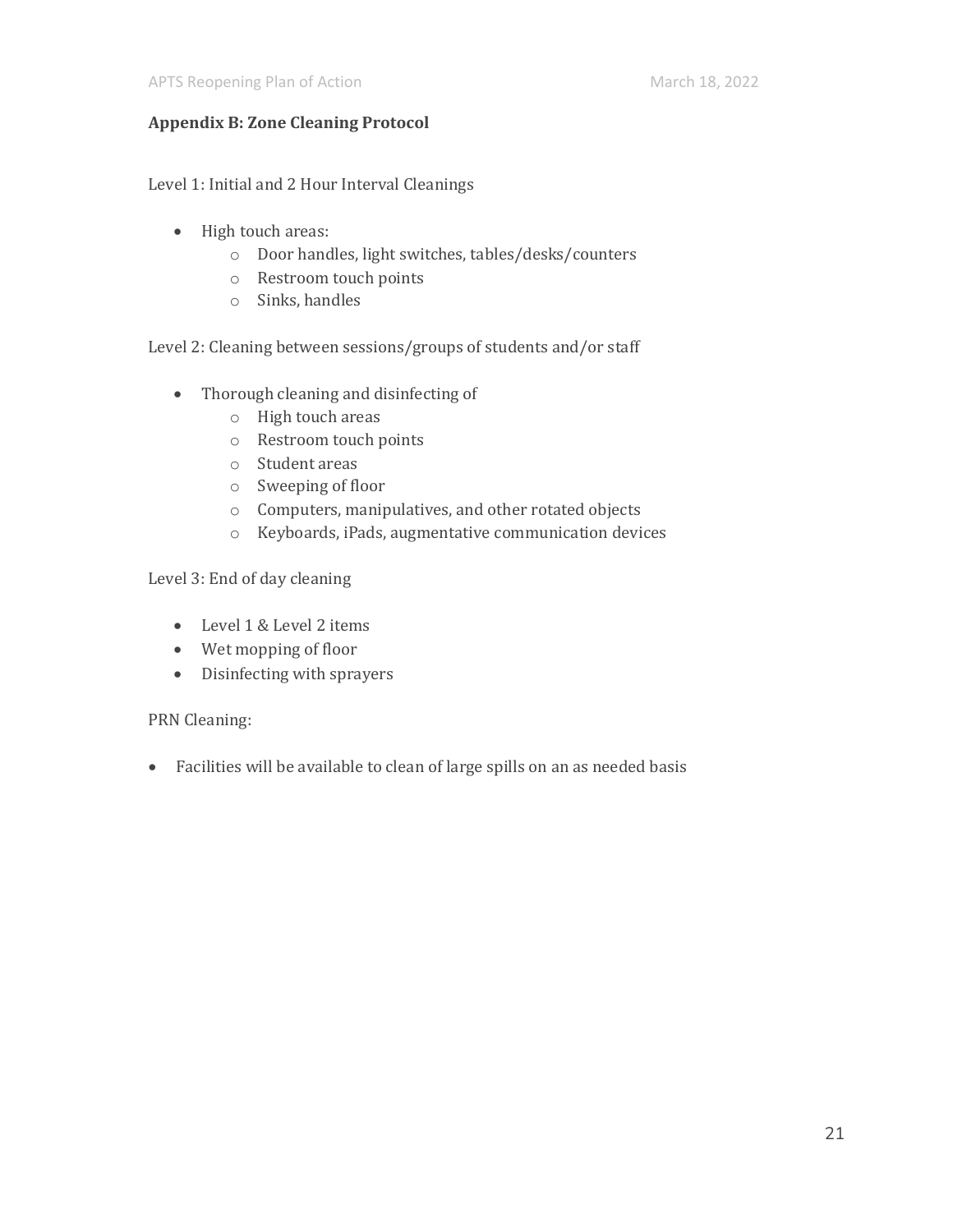**Appendix B: Zone Cleaning Protocol**

Level 1: Initial and 2 Hour Interval Cleanings

- High touch areas:
    - Door handles, light switches, tables/desks/counters
    - Restroom touch points
    - Sinks, handles

Level 2: Cleaning between sessions/groups of students and/or staff

- Thorough cleaning and disinfecting of
    - High touch areas
    - Restroom touch points
    - Student areas
    - Sweeping of floor
    - Computers, manipulatives, and other rotated objects
    - Keyboards, iPads, augmentative communication devices

Level 3: End of day cleaning

- Level 1 & Level 2 items
- Wet mopping of floor
- Disinfecting with sprayers

PRN Cleaning:

- Facilities will be available to clean of large spills on an as needed basis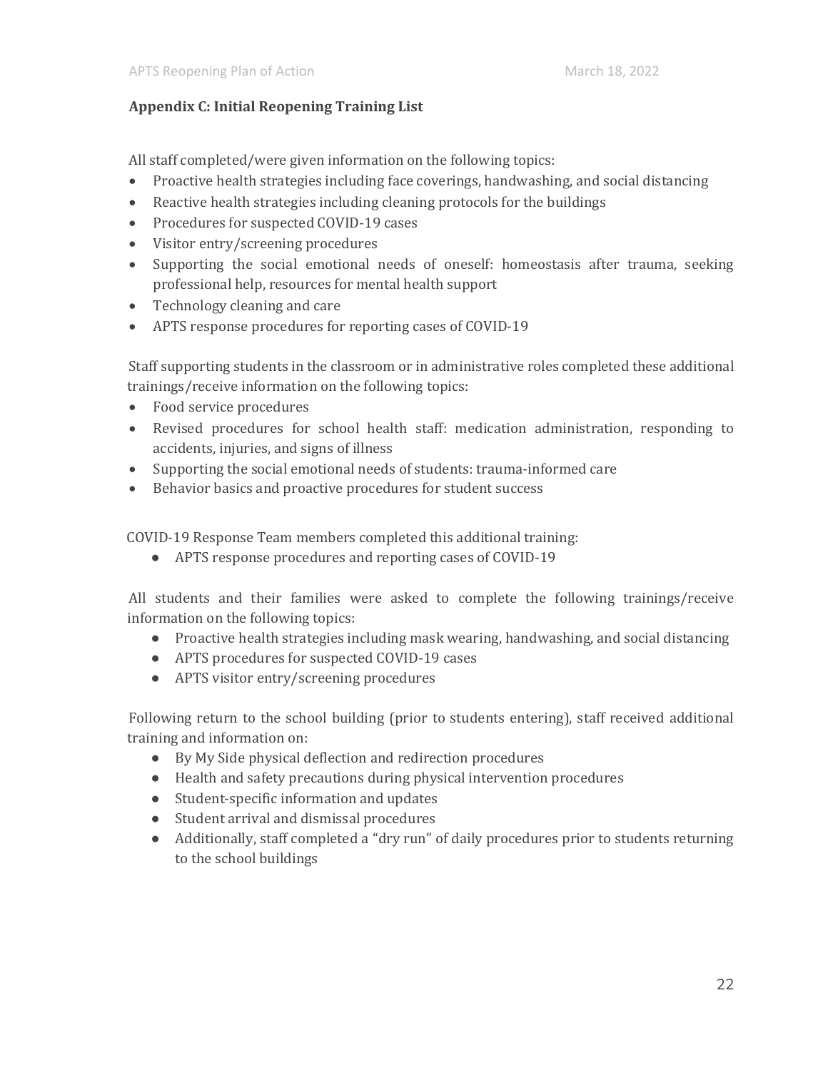**Appendix C: Initial Reopening Training List**

All staff completed/were given information on the following topics:

- Proactive health strategies including face coverings, handwashing, and social distancing
- Reactive health strategies including cleaning protocols for the buildings
- Procedures for suspected COVID-19 cases
- Visitor entry/screening procedures
- Supporting the social emotional needs of oneself: homeostasis after trauma, seeking professional help, resources for mental health support
- Technology cleaning and care
- APTS response procedures for reporting cases of COVID-19

Staff supporting students in the classroom or in administrative roles completed these additional trainings/receive information on the following topics:

- Food service procedures
- Revised procedures for school health staff: medication administration, responding to accidents, injuries, and signs of illness
- Supporting the social emotional needs of students: trauma-informed care
- Behavior basics and proactive procedures for student success

COVID-19 Response Team members completed this additional training:

- APTS response procedures and reporting cases of COVID-19

All students and their families were asked to complete the following trainings/receive information on the following topics:

- Proactive health strategies including mask wearing, handwashing, and social distancing
- APTS procedures for suspected COVID-19 cases
- APTS visitor entry/screening procedures

Following return to the school building (prior to students entering), staff received additional training and information on:

- By My Side physical deflection and redirection procedures
- Health and safety precautions during physical intervention procedures
- Student-specific information and updates
- Student arrival and dismissal procedures
- Additionally, staff completed a "dry run" of daily procedures prior to students returning to the school buildings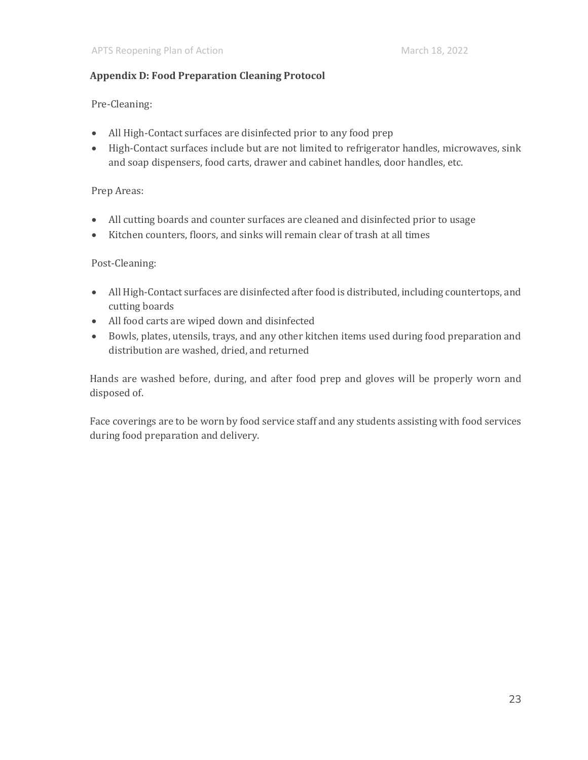## Appendix D: Food Preparation Cleaning Protocol

Pre-Cleaning:

- All High-Contact surfaces are disinfected prior to any food prep
- High-Contact surfaces include but are not limited to refrigerator handles, microwaves, sink and soap dispensers, food carts, drawer and cabinet handles, door handles, etc.

Prep Areas:

- All cutting boards and counter surfaces are cleaned and disinfected prior to usage
- Kitchen counters, floors, and sinks will remain clear of trash at all times

Post-Cleaning:

- All High-Contact surfaces are disinfected after food is distributed, including countertops, and cutting boards
- All food carts are wiped down and disinfected
- Bowls, plates, utensils, trays, and any other kitchen items used during food preparation and distribution are washed, dried, and returned

Hands are washed before, during, and after food prep and gloves will be properly worn and disposed of.

Face coverings are to be worn by food service staff and any students assisting with food services during food preparation and delivery.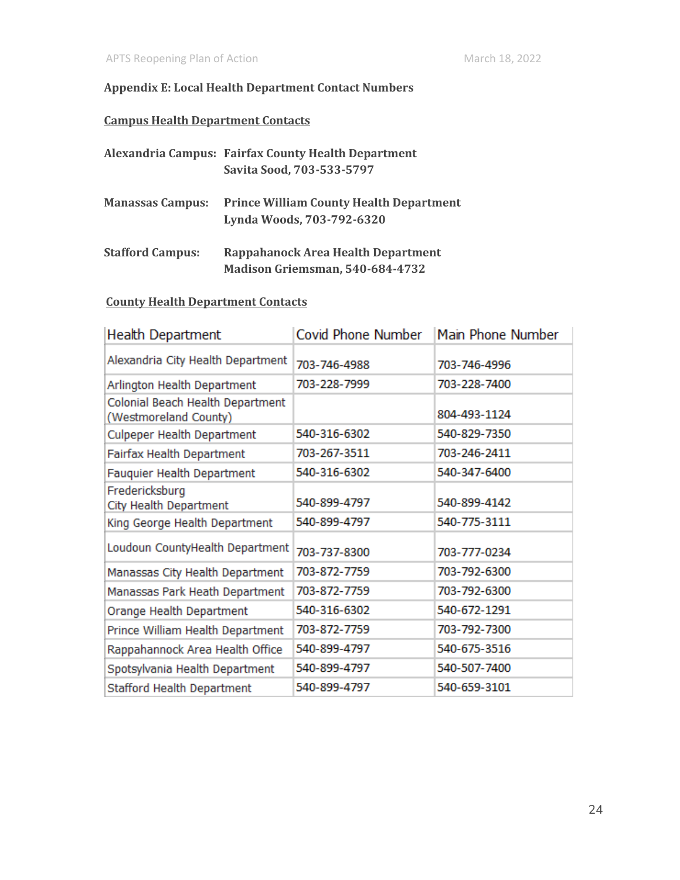## Appendix E: Local Health Department Contact Numbers

### Campus Health Department Contacts

**Alexandria Campus:** **Fairfax County Health Department**
**Savita Sood, 703-533-5797**

**Manassas Campus:** **Prince William County Health Department**
**Lynda Woods, 703-792-6320**

**Stafford Campus:** **Rappahanock Area Health Department**
**Madison Griemsman, 540-684-4732**

### County Health Department Contacts

| Health Department | Covid Phone Number | Main Phone Number |
|---|---|---|
| Alexandria City Health Department | 703-746-4988 | 703-746-4996 |
| Arlington Health Department | 703-228-7999 | 703-228-7400 |
| Colonial Beach Health Department (Westmoreland County) | | 804-493-1124 |
| Culpeper Health Department | 540-316-6302 | 540-829-7350 |
| Fairfax Health Department | 703-267-3511 | 703-246-2411 |
| Fauquier Health Department | 540-316-6302 | 540-347-6400 |
| Fredericksburg City Health Department | 540-899-4797 | 540-899-4142 |
| King George Health Department | 540-899-4797 | 540-775-3111 |
| Loudoun CountyHealth Department | 703-737-8300 | 703-777-0234 |
| Manassas City Health Department | 703-872-7759 | 703-792-6300 |
| Manassas Park Heath Department | 703-872-7759 | 703-792-6300 |
| Orange Health Department | 540-316-6302 | 540-672-1291 |
| Prince William Health Department | 703-872-7759 | 703-792-7300 |
| Rappahannock Area Health Office | 540-899-4797 | 540-675-3516 |
| Spotsylvania Health Department | 540-899-4797 | 540-507-7400 |
| Stafford Health Department | 540-899-4797 | 540-659-3101 |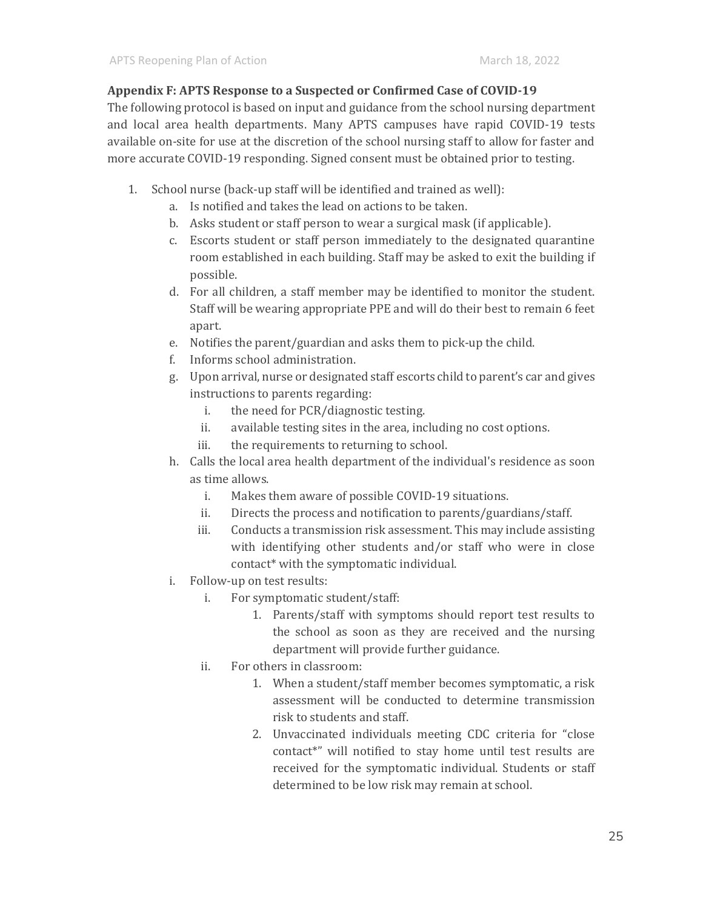**Appendix F: APTS Response to a Suspected or Confirmed Case of COVID-19**

The following protocol is based on input and guidance from the school nursing department and local area health departments. Many APTS campuses have rapid COVID-19 tests available on-site for use at the discretion of the school nursing staff to allow for faster and more accurate COVID-19 responding. Signed consent must be obtained prior to testing.

1. School nurse (back-up staff will be identified and trained as well):
    a. Is notified and takes the lead on actions to be taken.
    b. Asks student or staff person to wear a surgical mask (if applicable).
    c. Escorts student or staff person immediately to the designated quarantine room established in each building. Staff may be asked to exit the building if possible.
    d. For all children, a staff member may be identified to monitor the student. Staff will be wearing appropriate PPE and will do their best to remain 6 feet apart.
    e. Notifies the parent/guardian and asks them to pick-up the child.
    f. Informs school administration.
    g. Upon arrival, nurse or designated staff escorts child to parent's car and gives instructions to parents regarding:
        i. the need for PCR/diagnostic testing.
        ii. available testing sites in the area, including no cost options.
        iii. the requirements to returning to school.
    h. Calls the local area health department of the individual's residence as soon as time allows.
        i. Makes them aware of possible COVID-19 situations.
        ii. Directs the process and notification to parents/guardians/staff.
        iii. Conducts a transmission risk assessment. This may include assisting with identifying other students and/or staff who were in close contact* with the symptomatic individual.
    i. Follow-up on test results:
        i. For symptomatic student/staff:
            1. Parents/staff with symptoms should report test results to the school as soon as they are received and the nursing department will provide further guidance.
        ii. For others in classroom:
            1. When a student/staff member becomes symptomatic, a risk assessment will be conducted to determine transmission risk to students and staff.
            2. Unvaccinated individuals meeting CDC criteria for "close contact*" will notified to stay home until test results are received for the symptomatic individual. Students or staff determined to be low risk may remain at school.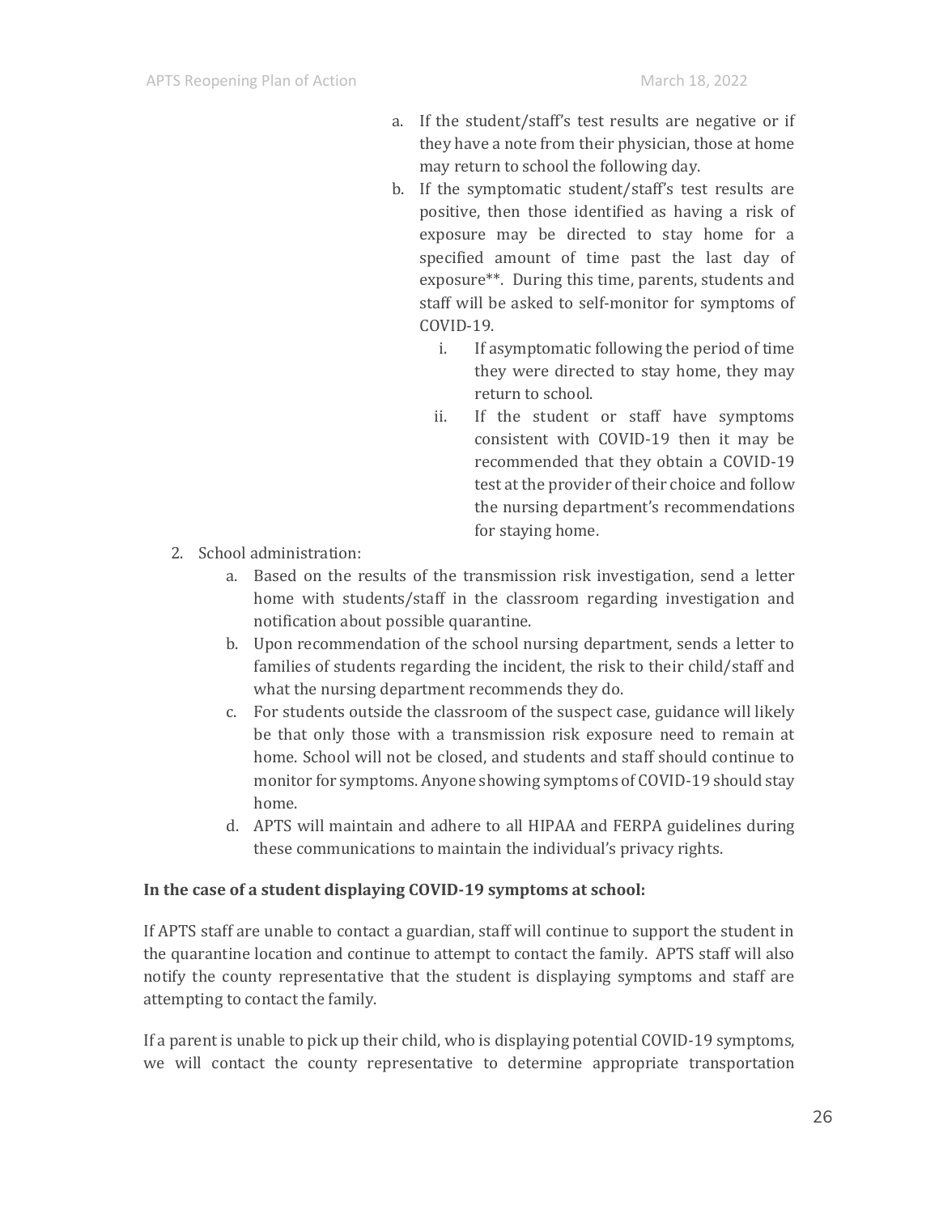a. If the student/staff's test results are negative or if they have a note from their physician, those at home may return to school the following day.
   b. If the symptomatic student/staff's test results are positive, then those identified as having a risk of exposure may be directed to stay home for a specified amount of time past the last day of exposure**. During this time, parents, students and staff will be asked to self-monitor for symptoms of COVID-19.
      i. If asymptomatic following the period of time they were directed to stay home, they may return to school.
      ii. If the student or staff have symptoms consistent with COVID-19 then it may be recommended that they obtain a COVID-19 test at the provider of their choice and follow the nursing department's recommendations for staying home.

2. School administration:
   a. Based on the results of the transmission risk investigation, send a letter home with students/staff in the classroom regarding investigation and notification about possible quarantine.
   b. Upon recommendation of the school nursing department, sends a letter to families of students regarding the incident, the risk to their child/staff and what the nursing department recommends they do.
   c. For students outside the classroom of the suspect case, guidance will likely be that only those with a transmission risk exposure need to remain at home. School will not be closed, and students and staff should continue to monitor for symptoms. Anyone showing symptoms of COVID-19 should stay home.
   d. APTS will maintain and adhere to all HIPAA and FERPA guidelines during these communications to maintain the individual's privacy rights.

**In the case of a student displaying COVID-19 symptoms at school:**

If APTS staff are unable to contact a guardian, staff will continue to support the student in the quarantine location and continue to attempt to contact the family. APTS staff will also notify the county representative that the student is displaying symptoms and staff are attempting to contact the family.

If a parent is unable to pick up their child, who is displaying potential COVID-19 symptoms, we will contact the county representative to determine appropriate transportation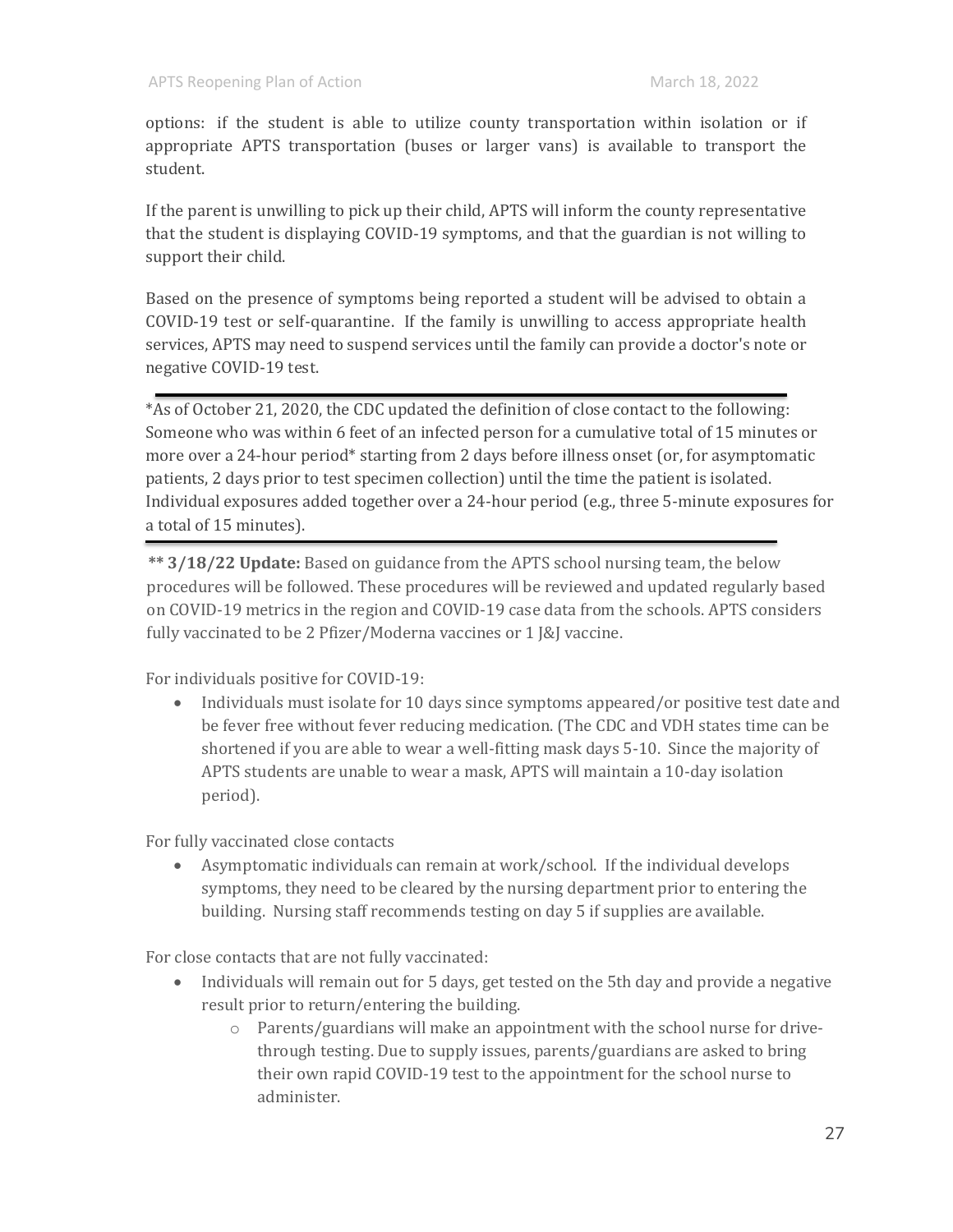options: if the student is able to utilize county transportation within isolation or if appropriate APTS transportation (buses or larger vans) is available to transport the student.

If the parent is unwilling to pick up their child, APTS will inform the county representative that the student is displaying COVID-19 symptoms, and that the guardian is not willing to support their child.

Based on the presence of symptoms being reported a student will be advised to obtain a COVID-19 test or self-quarantine. If the family is unwilling to access appropriate health services, APTS may need to suspend services until the family can provide a doctor's note or negative COVID-19 test.

---

*As of October 21, 2020, the CDC updated the definition of close contact to the following: Someone who was within 6 feet of an infected person for a cumulative total of 15 minutes or more over a 24-hour period* starting from 2 days before illness onset (or, for asymptomatic patients, 2 days prior to test specimen collection) until the time the patient is isolated. Individual exposures added together over a 24-hour period (e.g., three 5-minute exposures for a total of 15 minutes).

---

**\*\* 3/18/22 Update:** Based on guidance from the APTS school nursing team, the below procedures will be followed. These procedures will be reviewed and updated regularly based on COVID-19 metrics in the region and COVID-19 case data from the schools. APTS considers fully vaccinated to be 2 Pfizer/Moderna vaccines or 1 J&J vaccine.

For individuals positive for COVID-19:

- Individuals must isolate for 10 days since symptoms appeared/or positive test date and be fever free without fever reducing medication. (The CDC and VDH states time can be shortened if you are able to wear a well-fitting mask days 5-10. Since the majority of APTS students are unable to wear a mask, APTS will maintain a 10-day isolation period).

For fully vaccinated close contacts

- Asymptomatic individuals can remain at work/school. If the individual develops symptoms, they need to be cleared by the nursing department prior to entering the building. Nursing staff recommends testing on day 5 if supplies are available.

For close contacts that are not fully vaccinated:

- Individuals will remain out for 5 days, get tested on the 5th day and provide a negative result prior to return/entering the building.
    - Parents/guardians will make an appointment with the school nurse for drive-through testing. Due to supply issues, parents/guardians are asked to bring their own rapid COVID-19 test to the appointment for the school nurse to administer.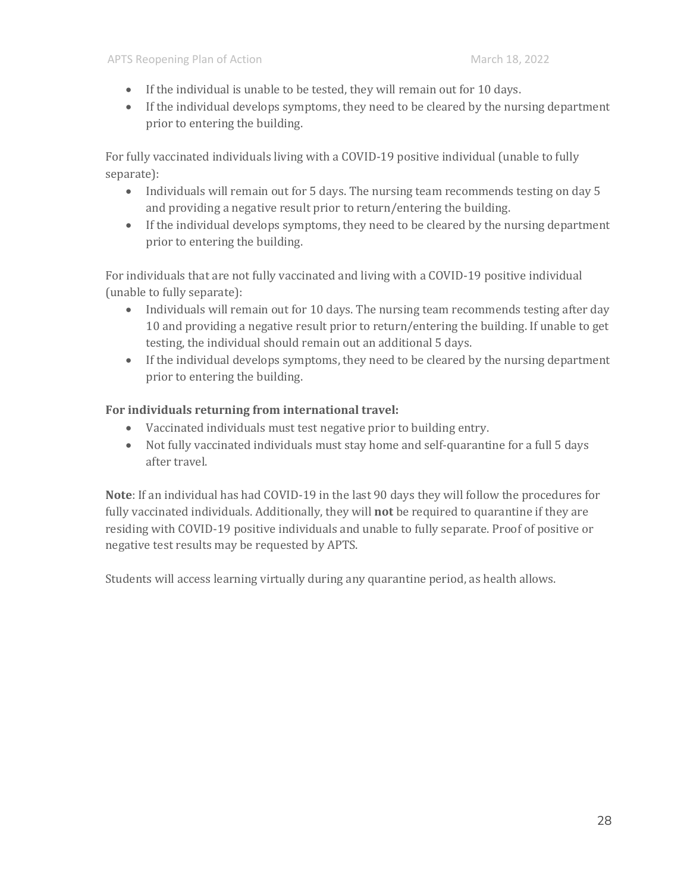- If the individual is unable to be tested, they will remain out for 10 days.
- If the individual develops symptoms, they need to be cleared by the nursing department prior to entering the building.

For fully vaccinated individuals living with a COVID-19 positive individual (unable to fully separate):

- Individuals will remain out for 5 days. The nursing team recommends testing on day 5 and providing a negative result prior to return/entering the building.
- If the individual develops symptoms, they need to be cleared by the nursing department prior to entering the building.

For individuals that are not fully vaccinated and living with a COVID-19 positive individual (unable to fully separate):

- Individuals will remain out for 10 days. The nursing team recommends testing after day 10 and providing a negative result prior to return/entering the building. If unable to get testing, the individual should remain out an additional 5 days.
- If the individual develops symptoms, they need to be cleared by the nursing department prior to entering the building.

**For individuals returning from international travel:**

- Vaccinated individuals must test negative prior to building entry.
- Not fully vaccinated individuals must stay home and self-quarantine for a full 5 days after travel.

**Note**: If an individual has had COVID-19 in the last 90 days they will follow the procedures for fully vaccinated individuals. Additionally, they will **not** be required to quarantine if they are residing with COVID-19 positive individuals and unable to fully separate. Proof of positive or negative test results may be requested by APTS.

Students will access learning virtually during any quarantine period, as health allows.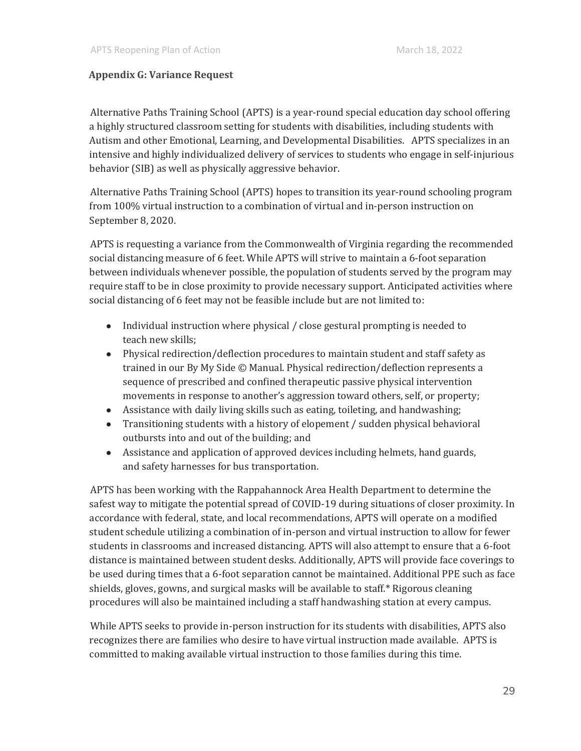**Appendix G: Variance Request**

Alternative Paths Training School (APTS) is a year-round special education day school offering a highly structured classroom setting for students with disabilities, including students with Autism and other Emotional, Learning, and Developmental Disabilities. APTS specializes in an intensive and highly individualized delivery of services to students who engage in self-injurious behavior (SIB) as well as physically aggressive behavior.

Alternative Paths Training School (APTS) hopes to transition its year-round schooling program from 100% virtual instruction to a combination of virtual and in-person instruction on September 8, 2020.

APTS is requesting a variance from the Commonwealth of Virginia regarding the recommended social distancing measure of 6 feet. While APTS will strive to maintain a 6-foot separation between individuals whenever possible, the population of students served by the program may require staff to be in close proximity to provide necessary support. Anticipated activities where social distancing of 6 feet may not be feasible include but are not limited to:

- Individual instruction where physical / close gestural prompting is needed to teach new skills;
- Physical redirection/deflection procedures to maintain student and staff safety as trained in our By My Side © Manual. Physical redirection/deflection represents a sequence of prescribed and confined therapeutic passive physical intervention movements in response to another's aggression toward others, self, or property;
- Assistance with daily living skills such as eating, toileting, and handwashing;
- Transitioning students with a history of elopement / sudden physical behavioral outbursts into and out of the building; and
- Assistance and application of approved devices including helmets, hand guards, and safety harnesses for bus transportation.

APTS has been working with the Rappahannock Area Health Department to determine the safest way to mitigate the potential spread of COVID-19 during situations of closer proximity. In accordance with federal, state, and local recommendations, APTS will operate on a modified student schedule utilizing a combination of in-person and virtual instruction to allow for fewer students in classrooms and increased distancing. APTS will also attempt to ensure that a 6-foot distance is maintained between student desks. Additionally, APTS will provide face coverings to be used during times that a 6-foot separation cannot be maintained. Additional PPE such as face shields, gloves, gowns, and surgical masks will be available to staff.* Rigorous cleaning procedures will also be maintained including a staff handwashing station at every campus.

While APTS seeks to provide in-person instruction for its students with disabilities, APTS also recognizes there are families who desire to have virtual instruction made available. APTS is committed to making available virtual instruction to those families during this time.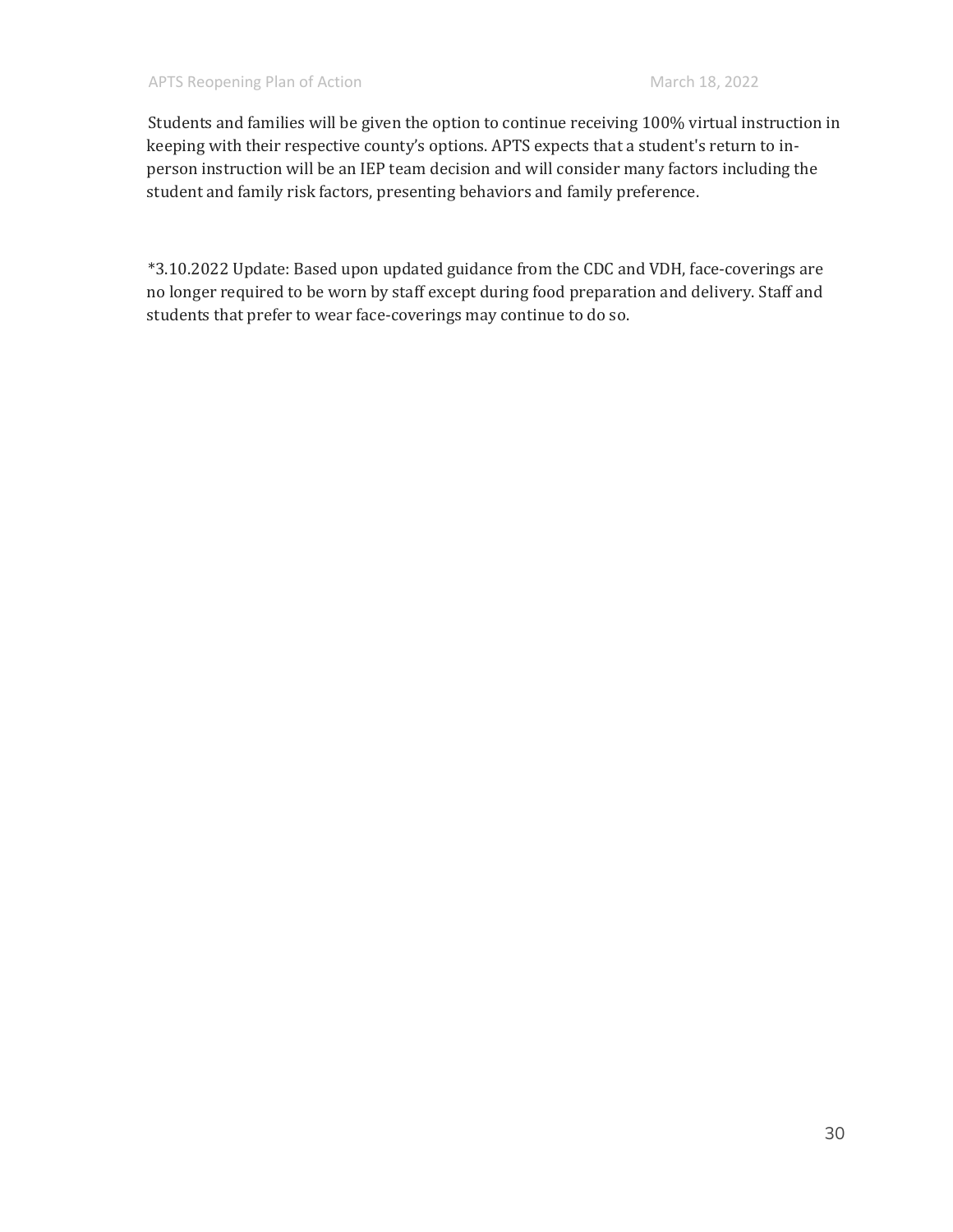Students and families will be given the option to continue receiving 100% virtual instruction in keeping with their respective county's options. APTS expects that a student's return to in-person instruction will be an IEP team decision and will consider many factors including the student and family risk factors, presenting behaviors and family preference.

*3.10.2022 Update: Based upon updated guidance from the CDC and VDH, face-coverings are no longer required to be worn by staff except during food preparation and delivery. Staff and students that prefer to wear face-coverings may continue to do so.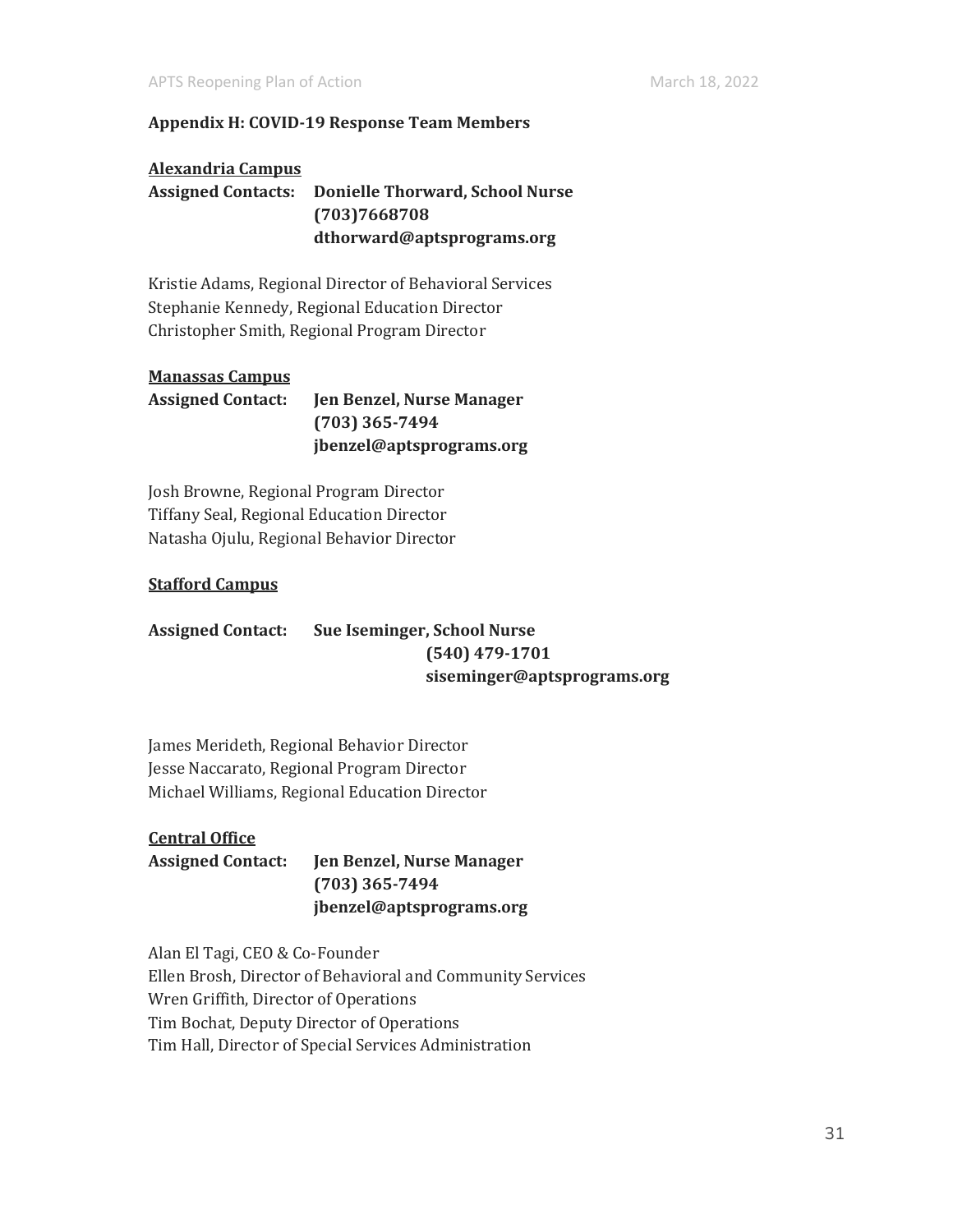## Appendix H: COVID-19 Response Team Members

**Alexandria Campus**

**Assigned Contacts: Donielle Thorward, School Nurse**
**(703)7668708**
**dthorward@aptsprograms.org**

Kristie Adams, Regional Director of Behavioral Services
Stephanie Kennedy, Regional Education Director
Christopher Smith, Regional Program Director

**Manassas Campus**

**Assigned Contact: Jen Benzel, Nurse Manager**
**(703) 365-7494**
**jbenzel@aptsprograms.org**

Josh Browne, Regional Program Director
Tiffany Seal, Regional Education Director
Natasha Ojulu, Regional Behavior Director

**Stafford Campus**

**Assigned Contact: Sue Iseminger, School Nurse**
**(540) 479-1701**
**siseminger@aptsprograms.org**

James Merideth, Regional Behavior Director
Jesse Naccarato, Regional Program Director
Michael Williams, Regional Education Director

**Central Office**

**Assigned Contact: Jen Benzel, Nurse Manager**
**(703) 365-7494**
**jbenzel@aptsprograms.org**

Alan El Tagi, CEO & Co-Founder
Ellen Brosh, Director of Behavioral and Community Services
Wren Griffith, Director of Operations
Tim Bochat, Deputy Director of Operations
Tim Hall, Director of Special Services Administration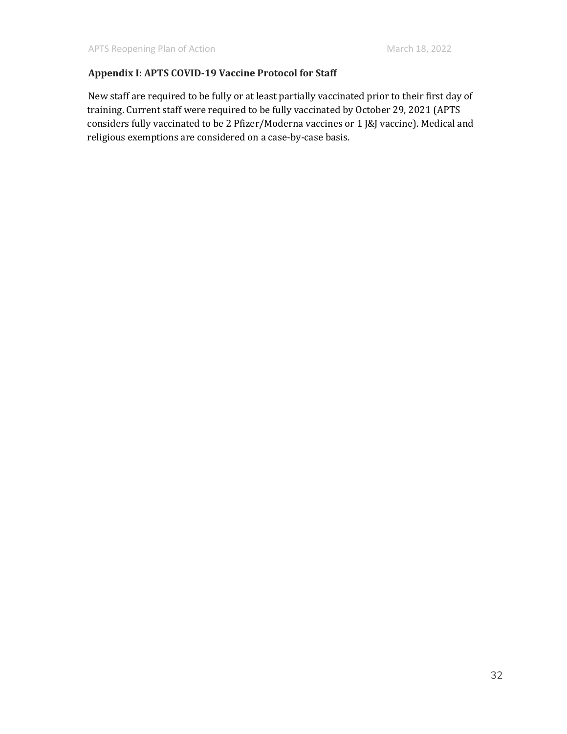## Appendix I: APTS COVID-19 Vaccine Protocol for Staff

New staff are required to be fully or at least partially vaccinated prior to their first day of training. Current staff were required to be fully vaccinated by October 29, 2021 (APTS considers fully vaccinated to be 2 Pfizer/Moderna vaccines or 1 J&J vaccine). Medical and religious exemptions are considered on a case-by-case basis.